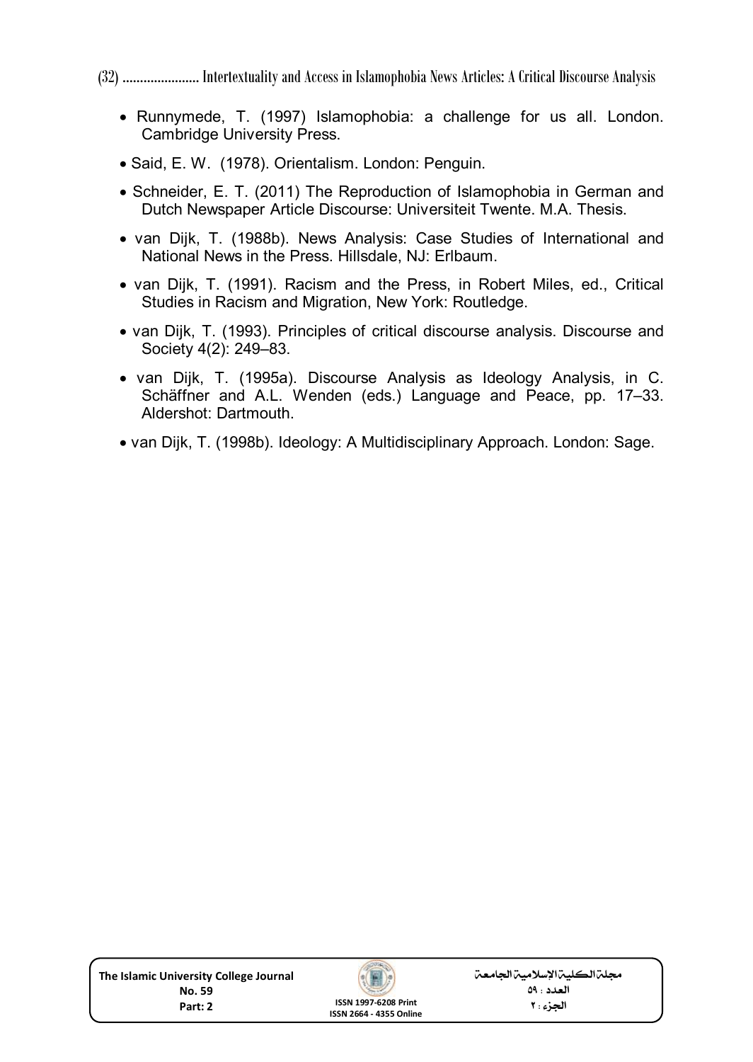- Runnymede, T. (1997) Islamophobia: a challenge for us all. London. Cambridge University Press.
- Said, E. W. (1978). Orientalism. London: Penguin.
- Schneider, E. T. (2011) The Reproduction of Islamophobia in German and Dutch Newspaper Article Discourse: Universiteit Twente. M.A. Thesis.
- van Dijk, T. (1988b). News Analysis: Case Studies of International and National News in the Press. Hillsdale, NJ: Erlbaum.
- van Dijk, T. (1991). Racism and the Press, in Robert Miles, ed., Critical Studies in Racism and Migration, New York: Routledge.
- van Dijk, T. (1993). Principles of critical discourse analysis. Discourse and Society 4(2): 249–83.
- van Dijk, T. (1995a). Discourse Analysis as Ideology Analysis, in C. Schäffner and A.L. Wenden (eds.) Language and Peace, pp. 17–33. Aldershot: Dartmouth.
- van Dijk, T. (1998b). Ideology: A Multidisciplinary Approach. London: Sage.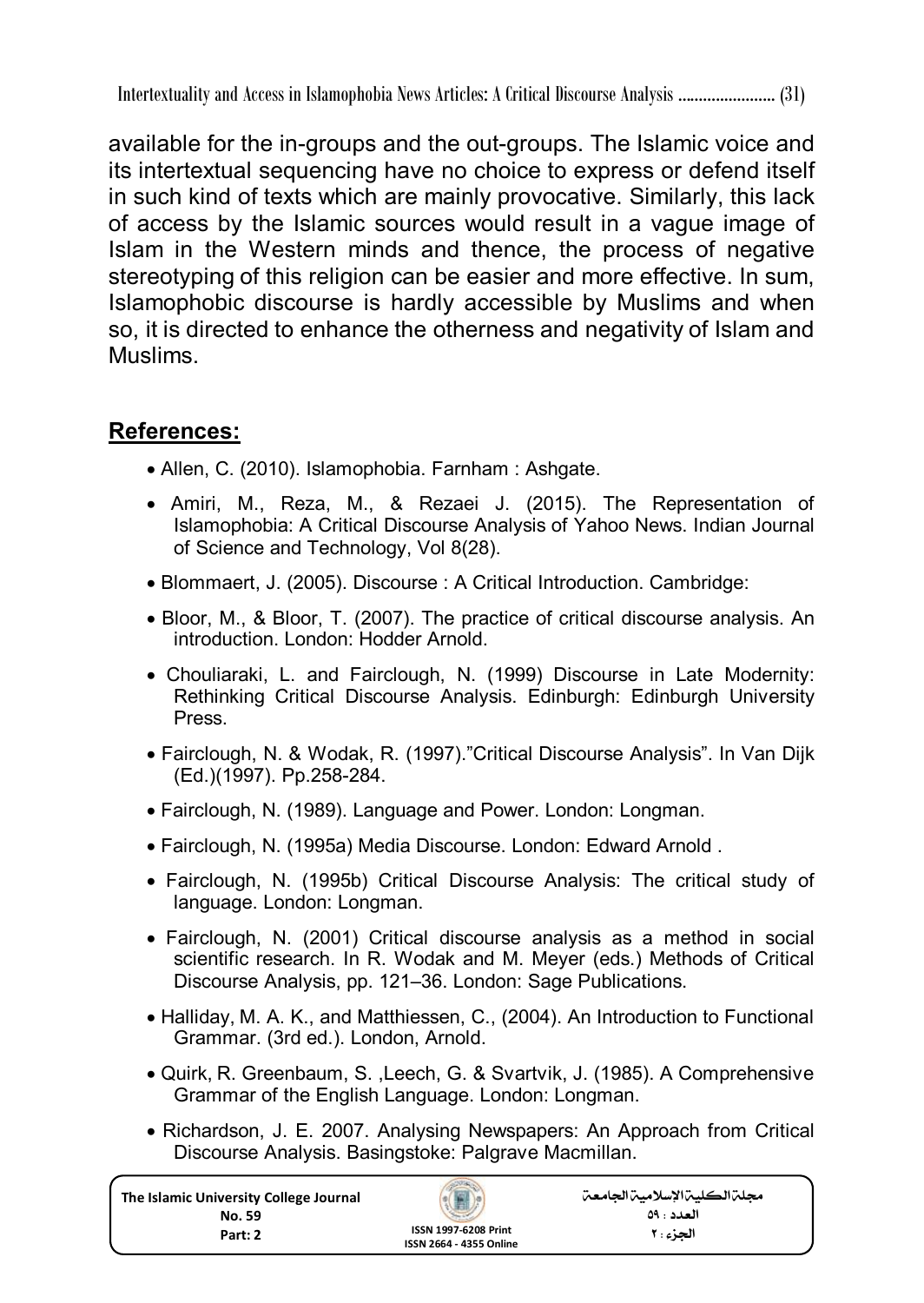available for the in-groups and the out-groups. The Islamic voice and its intertextual sequencing have no choice to express or defend itself in such kind of texts which are mainly provocative. Similarly, this lack of access by the Islamic sources would result in a vague image of Islam in the Western minds and thence, the process of negative stereotyping of this religion can be easier and more effective. In sum, Islamophobic discourse is hardly accessible by Muslims and when so, it is directed to enhance the otherness and negativity of Islam and Muslims.

## References:

- Allen, C. (2010). Islamophobia. Farnham : Ashgate.
- Amiri, M., Reza, M., & Rezaei J. (2015). The Representation of Islamophobia: A Critical Discourse Analysis of Yahoo News. Indian Journal of Science and Technology, Vol 8(28).
- Blommaert, J. (2005). Discourse : A Critical Introduction. Cambridge:
- Bloor, M., & Bloor, T. (2007). The practice of critical discourse analysis. An introduction. London: Hodder Arnold.
- Chouliaraki, L. and Fairclough, N. (1999) Discourse in Late Modernity: Rethinking Critical Discourse Analysis. Edinburgh: Edinburgh University Press.
- Fairclough, N. & Wodak, R. (1997)."Critical Discourse Analysis". In Van Dijk (Ed.)(1997). Pp.258-284.
- Fairclough, N. (1989). Language and Power. London: Longman.
- Fairclough, N. (1995a) Media Discourse. London: Edward Arnold .
- Fairclough, N. (1995b) Critical Discourse Analysis: The critical study of language. London: Longman.
- Fairclough, N. (2001) Critical discourse analysis as a method in social scientific research. In R. Wodak and M. Meyer (eds.) Methods of Critical Discourse Analysis, pp. 121–36. London: Sage Publications.
- Halliday, M. A. K., and Matthiessen, C., (2004). An Introduction to Functional Grammar. (3rd ed.). London, Arnold.
- Quirk, R. Greenbaum, S. ,Leech, G. & Svartvik, J. (1985). A Comprehensive Grammar of the English Language. London: Longman.
- Richardson, J. E. 2007. Analysing Newspapers: An Approach from Critical Discourse Analysis. Basingstoke: Palgrave Macmillan.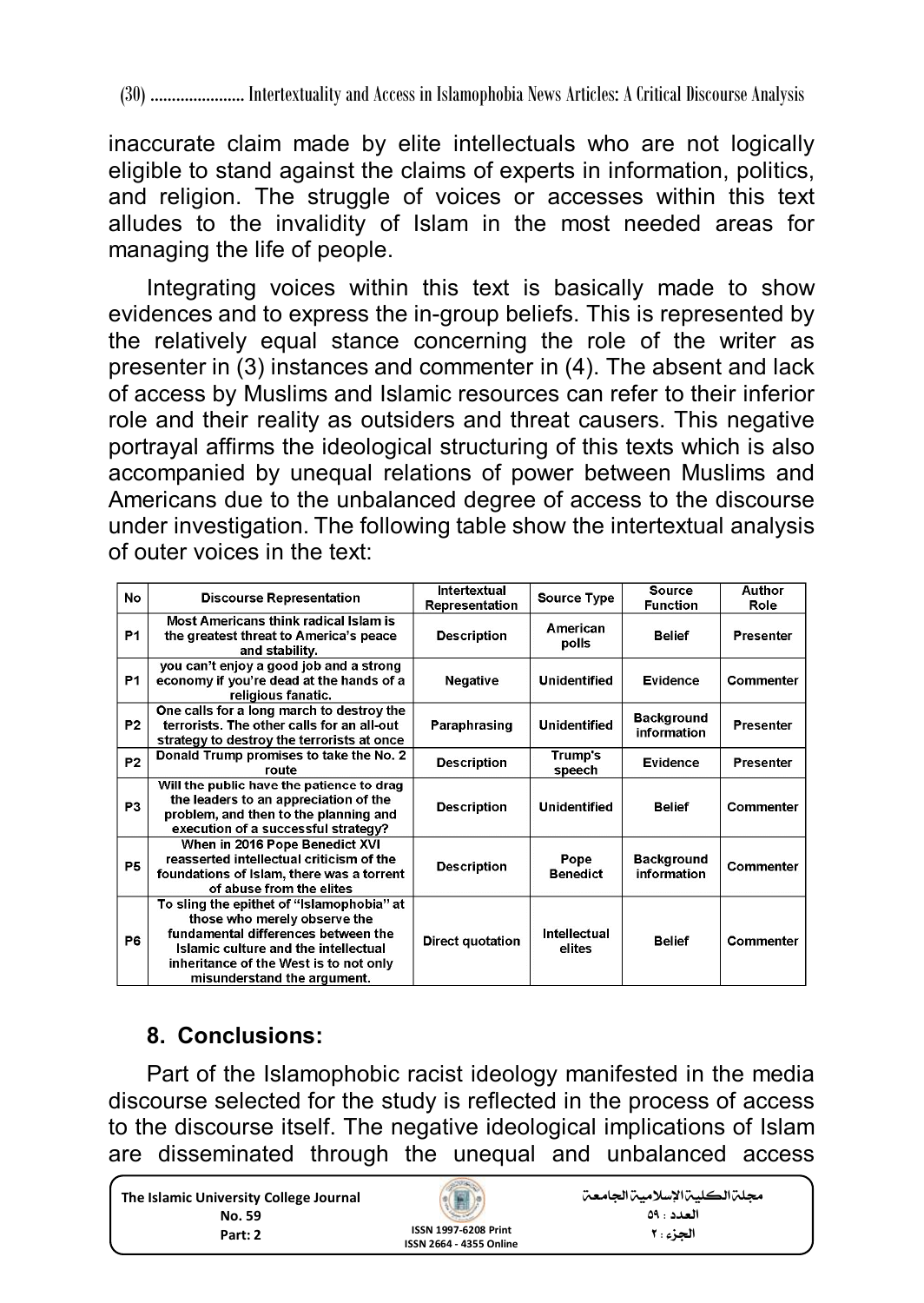inaccurate claim made by elite intellectuals who are not logically eligible to stand against the claims of experts in information, politics, and religion. The struggle of voices or accesses within this text alludes to the invalidity of Islam in the most needed areas for managing the life of people.

Integrating voices within this text is basically made to show evidences and to express the in-group beliefs. This is represented by the relatively equal stance concerning the role of the writer as presenter in (3) instances and commenter in (4). The absent and lack of access by Muslims and Islamic resources can refer to their inferior role and their reality as outsiders and threat causers. This negative portrayal affirms the ideological structuring of this texts which is also accompanied by unequal relations of power between Muslims and Americans due to the unbalanced degree of access to the discourse under investigation. The following table show the intertextual analysis of outer voices in the text:

| No | Discourse Representation | Intertextual Representation | Source Type | Source Function | Author Role |
|---|---|---|---|---|---|
| P1 | Most Americans think radical Islam is the greatest threat to America's peace and stability. | Description | American polls | Belief | Presenter |
| P1 | you can't enjoy a good job and a strong economy if you're dead at the hands of a religious fanatic. | Negative | Unidentified | Evidence | Commenter |
| P2 | One calls for a long march to destroy the terrorists. The other calls for an all-out strategy to destroy the terrorists at once | Paraphrasing | Unidentified | Background information | Presenter |
| P2 | Donald Trump promises to take the No. 2 route | Description | Trump's speech | Evidence | Presenter |
| P3 | Will the public have the patience to drag the leaders to an appreciation of the problem, and then to the planning and execution of a successful strategy? | Description | Unidentified | Belief | Commenter |
| P5 | When in 2016 Pope Benedict XVI reasserted intellectual criticism of the foundations of Islam, there was a torrent of abuse from the elites | Description | Pope Benedict | Background information | Commenter |
| P6 | To sling the epithet of "Islamophobia" at those who merely observe the fundamental differences between the Islamic culture and the intellectual inheritance of the West is to not only misunderstand the argument. | Direct quotation | Intellectual elites | Belief | Commenter |

## 8. Conclusions:

Part of the Islamophobic racist ideology manifested in the media discourse selected for the study is reflected in the process of access to the discourse itself. The negative ideological implications of Islam are disseminated through the unequal and unbalanced access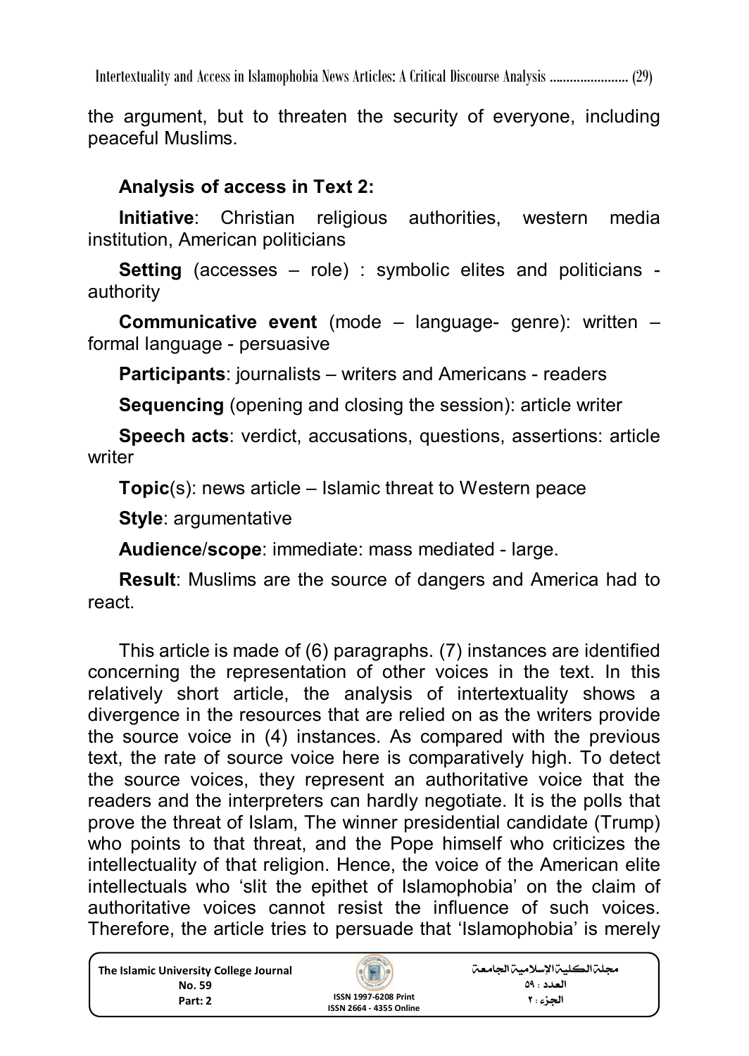the argument, but to threaten the security of everyone, including peaceful Muslims.

### Analysis of access in Text 2:

**Initiative**: Christian religious authorities, western media institution, American politicians

**Setting** (accesses – role) : symbolic elites and politicians - authority

**Communicative event** (mode – language- genre): written – formal language - persuasive

**Participants**: journalists – writers and Americans - readers

**Sequencing** (opening and closing the session): article writer

**Speech acts**: verdict, accusations, questions, assertions: article writer

**Topic**(s): news article – Islamic threat to Western peace

**Style**: argumentative

**Audience/scope**: immediate: mass mediated - large.

**Result**: Muslims are the source of dangers and America had to react.

This article is made of (6) paragraphs. (7) instances are identified concerning the representation of other voices in the text. In this relatively short article, the analysis of intertextuality shows a divergence in the resources that are relied on as the writers provide the source voice in (4) instances. As compared with the previous text, the rate of source voice here is comparatively high. To detect the source voices, they represent an authoritative voice that the readers and the interpreters can hardly negotiate. It is the polls that prove the threat of Islam, The winner presidential candidate (Trump) who points to that threat, and the Pope himself who criticizes the intellectuality of that religion. Hence, the voice of the American elite intellectuals who 'slit the epithet of Islamophobia' on the claim of authoritative voices cannot resist the influence of such voices. Therefore, the article tries to persuade that 'Islamophobia' is merely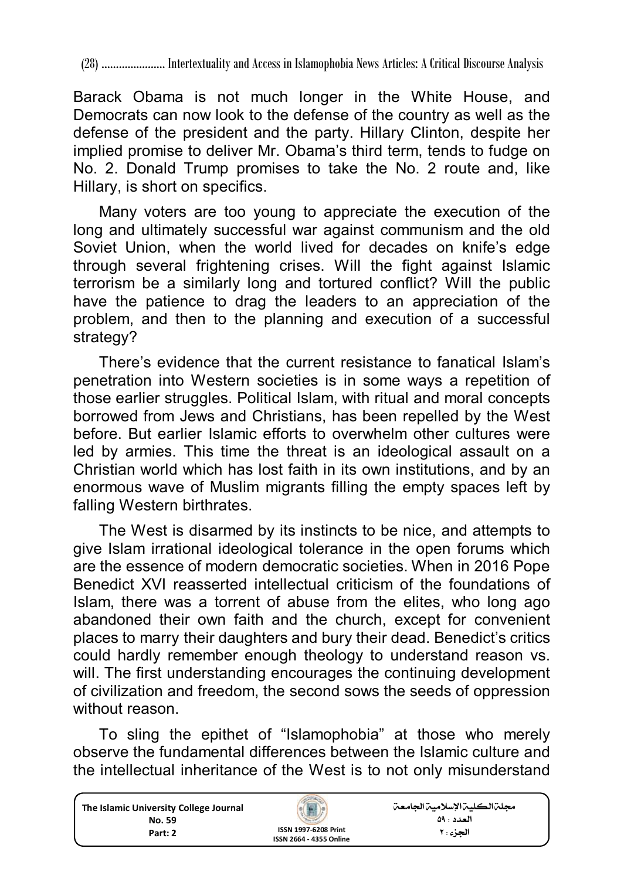Barack Obama is not much longer in the White House, and Democrats can now look to the defense of the country as well as the defense of the president and the party. Hillary Clinton, despite her implied promise to deliver Mr. Obama's third term, tends to fudge on No. 2. Donald Trump promises to take the No. 2 route and, like Hillary, is short on specifics.

Many voters are too young to appreciate the execution of the long and ultimately successful war against communism and the old Soviet Union, when the world lived for decades on knife's edge through several frightening crises. Will the fight against Islamic terrorism be a similarly long and tortured conflict? Will the public have the patience to drag the leaders to an appreciation of the problem, and then to the planning and execution of a successful strategy?

There's evidence that the current resistance to fanatical Islam's penetration into Western societies is in some ways a repetition of those earlier struggles. Political Islam, with ritual and moral concepts borrowed from Jews and Christians, has been repelled by the West before. But earlier Islamic efforts to overwhelm other cultures were led by armies. This time the threat is an ideological assault on a Christian world which has lost faith in its own institutions, and by an enormous wave of Muslim migrants filling the empty spaces left by falling Western birthrates.

The West is disarmed by its instincts to be nice, and attempts to give Islam irrational ideological tolerance in the open forums which are the essence of modern democratic societies. When in 2016 Pope Benedict XVI reasserted intellectual criticism of the foundations of Islam, there was a torrent of abuse from the elites, who long ago abandoned their own faith and the church, except for convenient places to marry their daughters and bury their dead. Benedict's critics could hardly remember enough theology to understand reason vs. will. The first understanding encourages the continuing development of civilization and freedom, the second sows the seeds of oppression without reason.

To sling the epithet of "Islamophobia" at those who merely observe the fundamental differences between the Islamic culture and the intellectual inheritance of the West is to not only misunderstand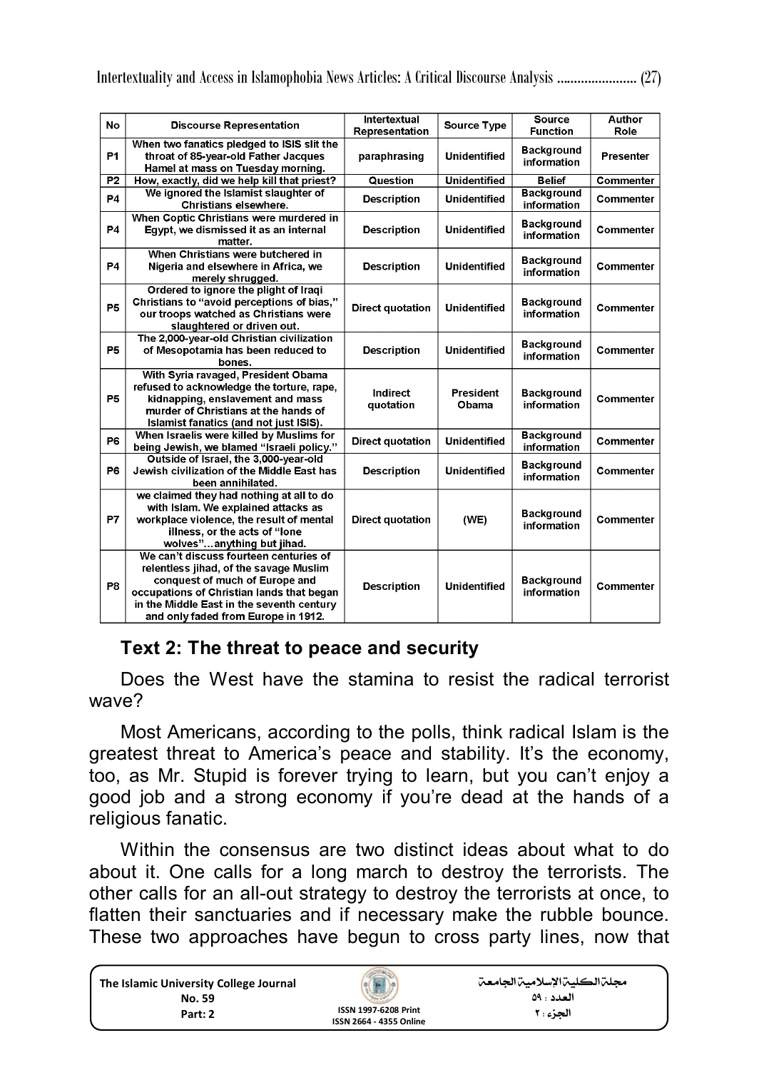| No | Discourse Representation | Intertextual Representation | Source Type | Source Function | Author Role |
|---|---|---|---|---|---|
| P1 | When two fanatics pledged to ISIS slit the throat of 85-year-old Father Jacques Hamel at mass on Tuesday morning. | paraphrasing | Unidentified | Background information | Presenter |
| P2 | How, exactly, did we help kill that priest? | Question | Unidentified | Belief | Commenter |
| P4 | We ignored the Islamist slaughter of Christians elsewhere. | Description | Unidentified | Background information | Commenter |
| P4 | When Coptic Christians were murdered in Egypt, we dismissed it as an internal matter. | Description | Unidentified | Background information | Commenter |
| P4 | When Christians were butchered in Nigeria and elsewhere in Africa, we merely shrugged. | Description | Unidentified | Background information | Commenter |
| P5 | Ordered to ignore the plight of Iraqi Christians to "avoid perceptions of bias," our troops watched as Christians were slaughtered or driven out. | Direct quotation | Unidentified | Background information | Commenter |
| P5 | The 2,000-year-old Christian civilization of Mesopotamia has been reduced to bones. | Description | Unidentified | Background information | Commenter |
| P5 | With Syria ravaged, President Obama refused to acknowledge the torture, rape, kidnapping, enslavement and mass murder of Christians at the hands of Islamist fanatics (and not just ISIS). | Indirect quotation | President Obama | Background information | Commenter |
| P6 | When Israelis were killed by Muslims for being Jewish, we blamed "Israeli policy." | Direct quotation | Unidentified | Background information | Commenter |
| P6 | Outside of Israel, the 3,000-year-old Jewish civilization of the Middle East has been annihilated. | Description | Unidentified | Background information | Commenter |
| P7 | we claimed they had nothing at all to do with Islam. We explained attacks as workplace violence, the result of mental illness, or the acts of "lone wolves"…anything but jihad. | Direct quotation | (WE) | Background information | Commenter |
| P8 | We can't discuss fourteen centuries of relentless jihad, of the savage Muslim conquest of much of Europe and occupations of Christian lands that began in the Middle East in the seventh century and only faded from Europe in 1912. | Description | Unidentified | Background information | Commenter |

### Text 2: The threat to peace and security

Does the West have the stamina to resist the radical terrorist wave?

Most Americans, according to the polls, think radical Islam is the greatest threat to America's peace and stability. It's the economy, too, as Mr. Stupid is forever trying to learn, but you can't enjoy a good job and a strong economy if you're dead at the hands of a religious fanatic.

Within the consensus are two distinct ideas about what to do about it. One calls for a long march to destroy the terrorists. The other calls for an all-out strategy to destroy the terrorists at once, to flatten their sanctuaries and if necessary make the rubble bounce. These two approaches have begun to cross party lines, now that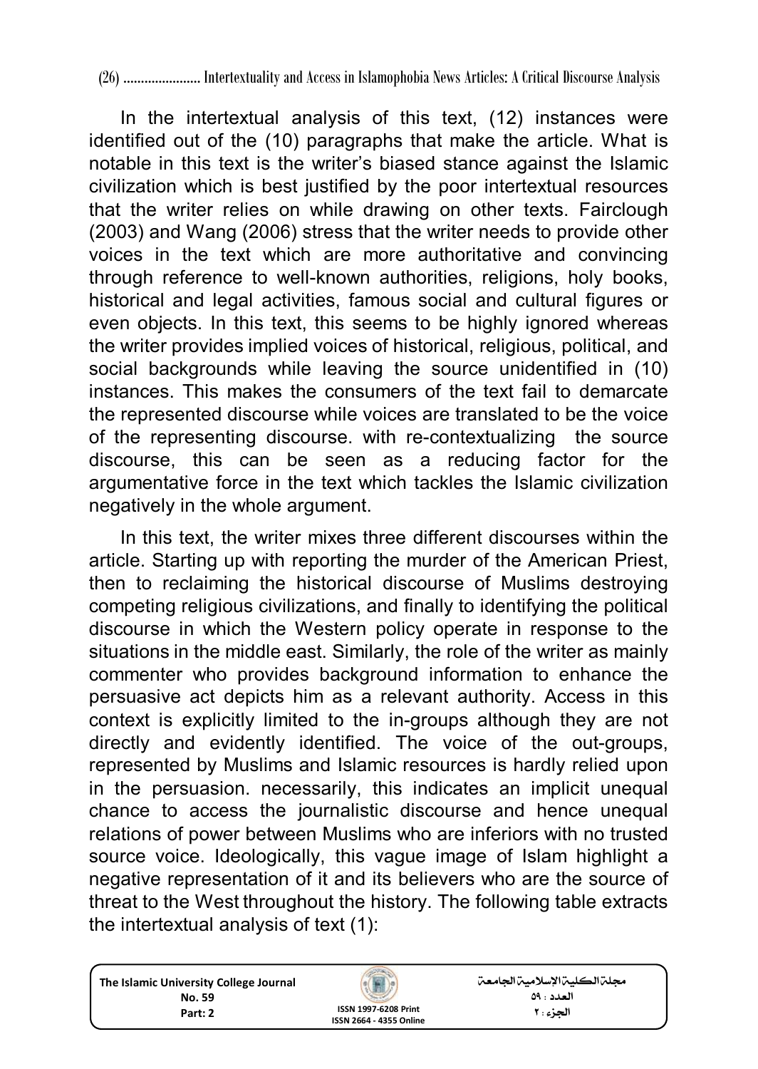In the intertextual analysis of this text, (12) instances were identified out of the (10) paragraphs that make the article. What is notable in this text is the writer's biased stance against the Islamic civilization which is best justified by the poor intertextual resources that the writer relies on while drawing on other texts. Fairclough (2003) and Wang (2006) stress that the writer needs to provide other voices in the text which are more authoritative and convincing through reference to well-known authorities, religions, holy books, historical and legal activities, famous social and cultural figures or even objects. In this text, this seems to be highly ignored whereas the writer provides implied voices of historical, religious, political, and social backgrounds while leaving the source unidentified in (10) instances. This makes the consumers of the text fail to demarcate the represented discourse while voices are translated to be the voice of the representing discourse. with re-contextualizing the source discourse, this can be seen as a reducing factor for the argumentative force in the text which tackles the Islamic civilization negatively in the whole argument.

In this text, the writer mixes three different discourses within the article. Starting up with reporting the murder of the American Priest, then to reclaiming the historical discourse of Muslims destroying competing religious civilizations, and finally to identifying the political discourse in which the Western policy operate in response to the situations in the middle east. Similarly, the role of the writer as mainly commenter who provides background information to enhance the persuasive act depicts him as a relevant authority. Access in this context is explicitly limited to the in-groups although they are not directly and evidently identified. The voice of the out-groups, represented by Muslims and Islamic resources is hardly relied upon in the persuasion. necessarily, this indicates an implicit unequal chance to access the journalistic discourse and hence unequal relations of power between Muslims who are inferiors with no trusted source voice. Ideologically, this vague image of Islam highlight a negative representation of it and its believers who are the source of threat to the West throughout the history. The following table extracts the intertextual analysis of text (1):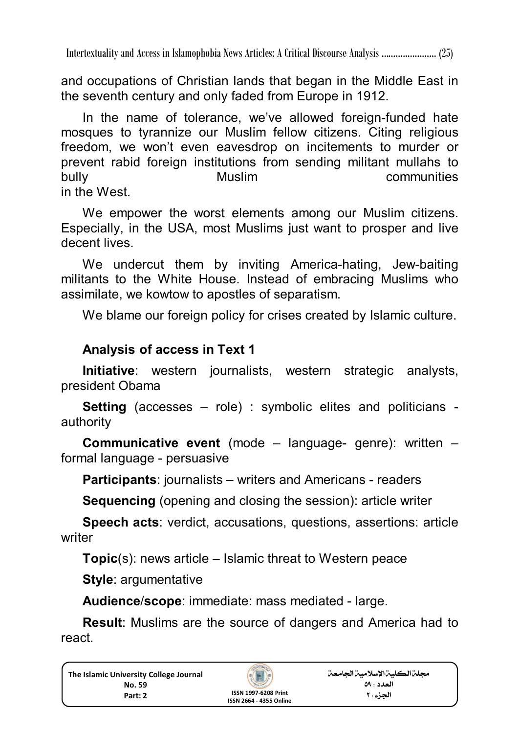and occupations of Christian lands that began in the Middle East in the seventh century and only faded from Europe in 1912.

In the name of tolerance, we've allowed foreign-funded hate mosques to tyrannize our Muslim fellow citizens. Citing religious freedom, we won't even eavesdrop on incitements to murder or prevent rabid foreign institutions from sending militant mullahs to bully Muslim communities in the West.

We empower the worst elements among our Muslim citizens. Especially, in the USA, most Muslims just want to prosper and live decent lives.

We undercut them by inviting America-hating, Jew-baiting militants to the White House. Instead of embracing Muslims who assimilate, we kowtow to apostles of separatism.

We blame our foreign policy for crises created by Islamic culture.

### Analysis of access in Text 1

**Initiative**: western journalists, western strategic analysts, president Obama

**Setting** (accesses – role) : symbolic elites and politicians - authority

**Communicative event** (mode – language- genre): written – formal language - persuasive

**Participants**: journalists – writers and Americans - readers

**Sequencing** (opening and closing the session): article writer

**Speech acts**: verdict, accusations, questions, assertions: article writer

**Topic**(s): news article – Islamic threat to Western peace

**Style**: argumentative

**Audience/scope**: immediate: mass mediated - large.

**Result**: Muslims are the source of dangers and America had to react.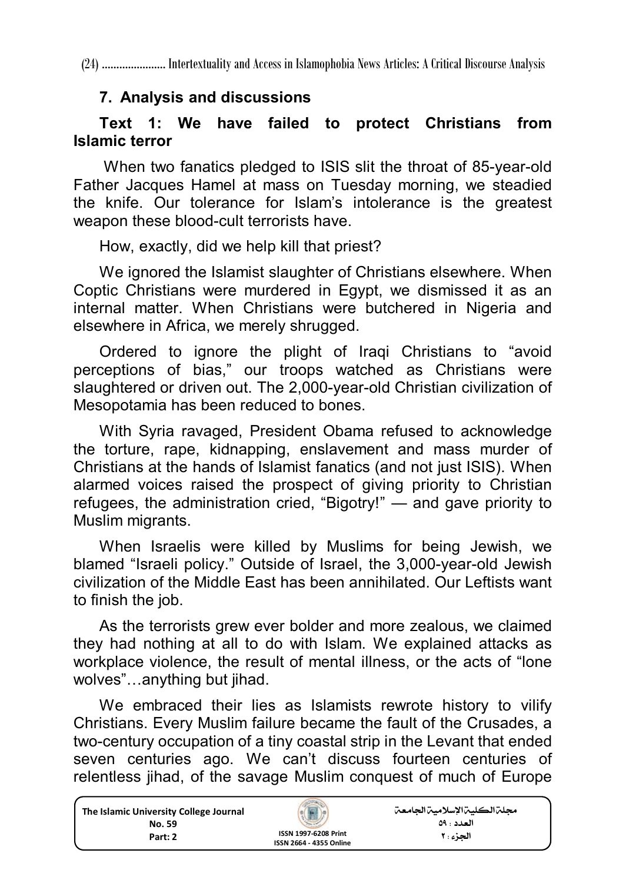## 7. Analysis and discussions

### Text 1: We have failed to protect Christians from Islamic terror

When two fanatics pledged to ISIS slit the throat of 85-year-old Father Jacques Hamel at mass on Tuesday morning, we steadied the knife. Our tolerance for Islam's intolerance is the greatest weapon these blood-cult terrorists have.

How, exactly, did we help kill that priest?

We ignored the Islamist slaughter of Christians elsewhere. When Coptic Christians were murdered in Egypt, we dismissed it as an internal matter. When Christians were butchered in Nigeria and elsewhere in Africa, we merely shrugged.

Ordered to ignore the plight of Iraqi Christians to "avoid perceptions of bias," our troops watched as Christians were slaughtered or driven out. The 2,000-year-old Christian civilization of Mesopotamia has been reduced to bones.

With Syria ravaged, President Obama refused to acknowledge the torture, rape, kidnapping, enslavement and mass murder of Christians at the hands of Islamist fanatics (and not just ISIS). When alarmed voices raised the prospect of giving priority to Christian refugees, the administration cried, "Bigotry!" — and gave priority to Muslim migrants.

When Israelis were killed by Muslims for being Jewish, we blamed "Israeli policy." Outside of Israel, the 3,000-year-old Jewish civilization of the Middle East has been annihilated. Our Leftists want to finish the job.

As the terrorists grew ever bolder and more zealous, we claimed they had nothing at all to do with Islam. We explained attacks as workplace violence, the result of mental illness, or the acts of "lone wolves"…anything but jihad.

We embraced their lies as Islamists rewrote history to vilify Christians. Every Muslim failure became the fault of the Crusades, a two-century occupation of a tiny coastal strip in the Levant that ended seven centuries ago. We can't discuss fourteen centuries of relentless jihad, of the savage Muslim conquest of much of Europe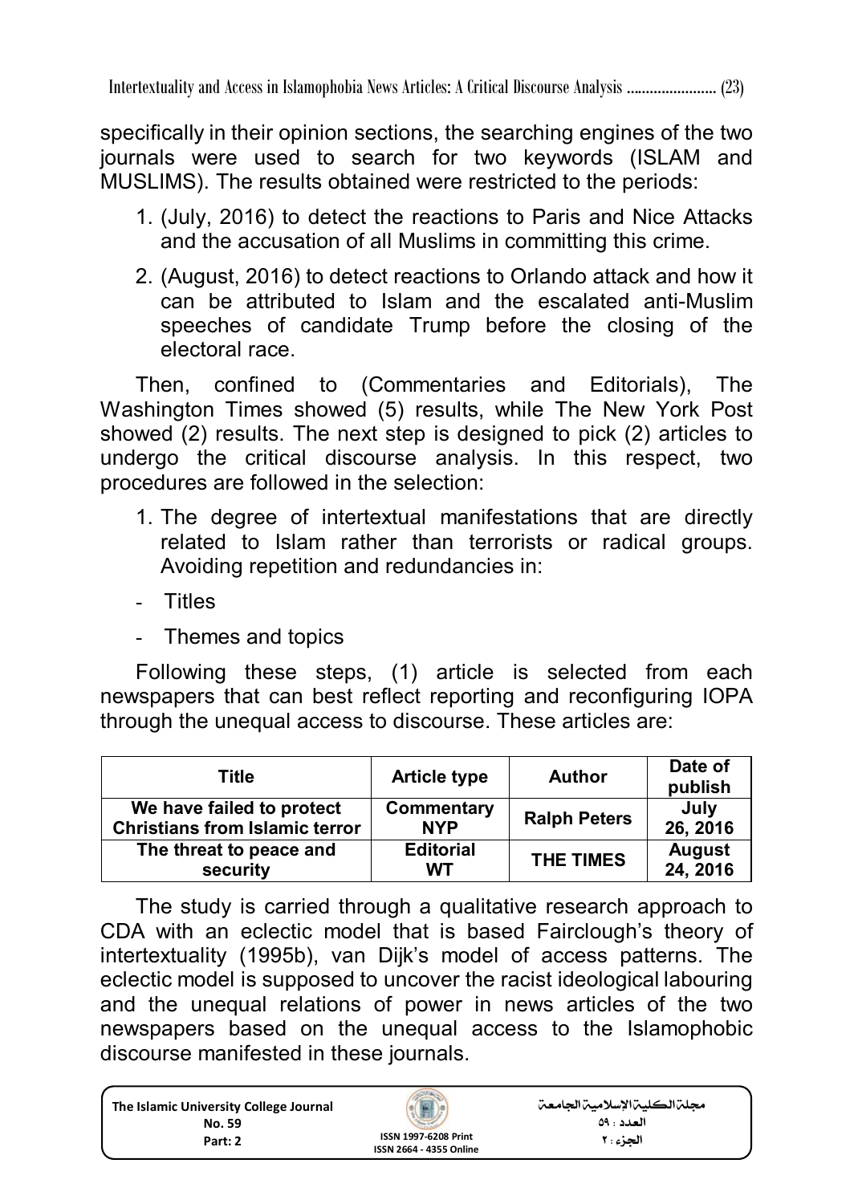specifically in their opinion sections, the searching engines of the two journals were used to search for two keywords (ISLAM and MUSLIMS). The results obtained were restricted to the periods:

1. (July, 2016) to detect the reactions to Paris and Nice Attacks and the accusation of all Muslims in committing this crime.
2. (August, 2016) to detect reactions to Orlando attack and how it can be attributed to Islam and the escalated anti-Muslim speeches of candidate Trump before the closing of the electoral race.

Then, confined to (Commentaries and Editorials), The Washington Times showed (5) results, while The New York Post showed (2) results. The next step is designed to pick (2) articles to undergo the critical discourse analysis. In this respect, two procedures are followed in the selection:

1. The degree of intertextual manifestations that are directly related to Islam rather than terrorists or radical groups. Avoiding repetition and redundancies in:

- Titles
- Themes and topics

Following these steps, (1) article is selected from each newspapers that can best reflect reporting and reconfiguring IOPA through the unequal access to discourse. These articles are:

| Title | Article type | Author | Date of publish |
|---|---|---|---|
| **We have failed to protect Christians from Islamic terror** | **Commentary NYP** | **Ralph Peters** | **July 26, 2016** |
| **The threat to peace and security** | **Editorial WT** | **THE TIMES** | **August 24, 2016** |

The study is carried through a qualitative research approach to CDA with an eclectic model that is based Fairclough's theory of intertextuality (1995b), van Dijk's model of access patterns. The eclectic model is supposed to uncover the racist ideological labouring and the unequal relations of power in news articles of the two newspapers based on the unequal access to the Islamophobic discourse manifested in these journals.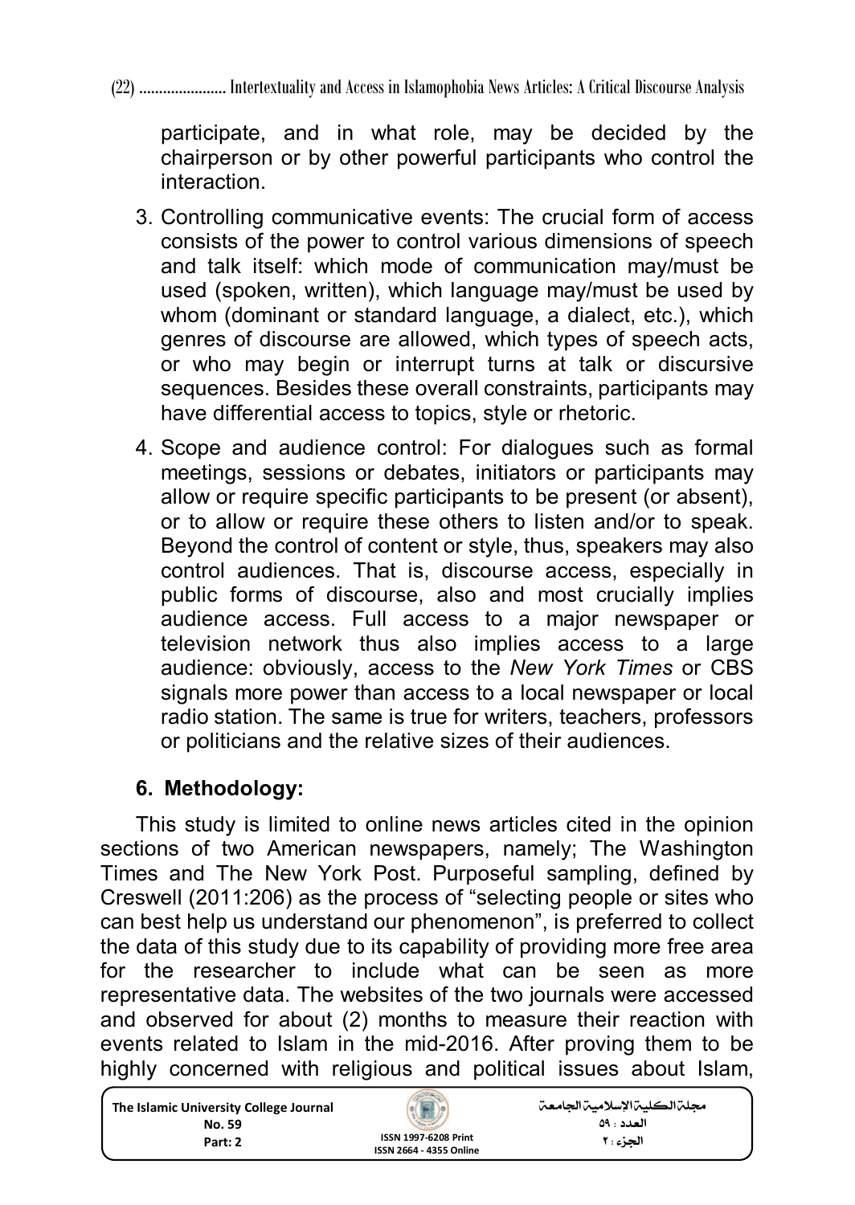participate, and in what role, may be decided by the chairperson or by other powerful participants who control the interaction.

3. Controlling communicative events: The crucial form of access consists of the power to control various dimensions of speech and talk itself: which mode of communication may/must be used (spoken, written), which language may/must be used by whom (dominant or standard language, a dialect, etc.), which genres of discourse are allowed, which types of speech acts, or who may begin or interrupt turns at talk or discursive sequences. Besides these overall constraints, participants may have differential access to topics, style or rhetoric.
4. Scope and audience control: For dialogues such as formal meetings, sessions or debates, initiators or participants may allow or require specific participants to be present (or absent), or to allow or require these others to listen and/or to speak. Beyond the control of content or style, thus, speakers may also control audiences. That is, discourse access, especially in public forms of discourse, also and most crucially implies audience access. Full access to a major newspaper or television network thus also implies access to a large audience: obviously, access to the *New York Times* or CBS signals more power than access to a local newspaper or local radio station. The same is true for writers, teachers, professors or politicians and the relative sizes of their audiences.

## 6. Methodology:

This study is limited to online news articles cited in the opinion sections of two American newspapers, namely; The Washington Times and The New York Post. Purposeful sampling, defined by Creswell (2011:206) as the process of "selecting people or sites who can best help us understand our phenomenon", is preferred to collect the data of this study due to its capability of providing more free area for the researcher to include what can be seen as more representative data. The websites of the two journals were accessed and observed for about (2) months to measure their reaction with events related to Islam in the mid-2016. After proving them to be highly concerned with religious and political issues about Islam,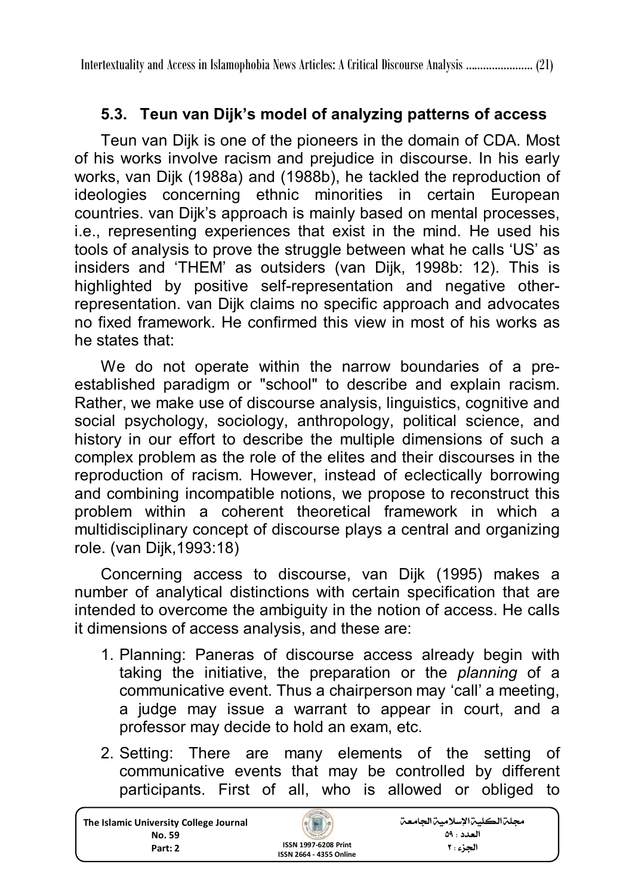## 5.3. Teun van Dijk's model of analyzing patterns of access

Teun van Dijk is one of the pioneers in the domain of CDA. Most of his works involve racism and prejudice in discourse. In his early works, van Dijk (1988a) and (1988b), he tackled the reproduction of ideologies concerning ethnic minorities in certain European countries. van Dijk's approach is mainly based on mental processes, i.e., representing experiences that exist in the mind. He used his tools of analysis to prove the struggle between what he calls 'US' as insiders and 'THEM' as outsiders (van Dijk, 1998b: 12). This is highlighted by positive self-representation and negative other-representation. van Dijk claims no specific approach and advocates no fixed framework. He confirmed this view in most of his works as he states that:

We do not operate within the narrow boundaries of a pre-established paradigm or "school" to describe and explain racism. Rather, we make use of discourse analysis, linguistics, cognitive and social psychology, sociology, anthropology, political science, and history in our effort to describe the multiple dimensions of such a complex problem as the role of the elites and their discourses in the reproduction of racism. However, instead of eclectically borrowing and combining incompatible notions, we propose to reconstruct this problem within a coherent theoretical framework in which a multidisciplinary concept of discourse plays a central and organizing role. (van Dijk,1993:18)

Concerning access to discourse, van Dijk (1995) makes a number of analytical distinctions with certain specification that are intended to overcome the ambiguity in the notion of access. He calls it dimensions of access analysis, and these are:

1. Planning: Paneras of discourse access already begin with taking the initiative, the preparation or the *planning* of a communicative event. Thus a chairperson may 'call' a meeting, a judge may issue a warrant to appear in court, and a professor may decide to hold an exam, etc.
2. Setting: There are many elements of the setting of communicative events that may be controlled by different participants. First of all, who is allowed or obliged to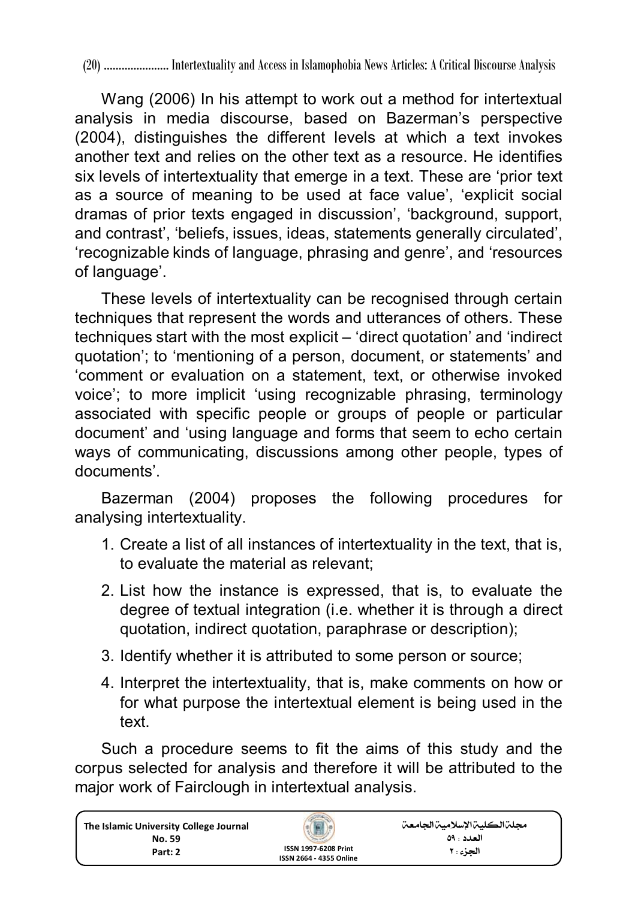Wang (2006) In his attempt to work out a method for intertextual analysis in media discourse, based on Bazerman's perspective (2004), distinguishes the different levels at which a text invokes another text and relies on the other text as a resource. He identifies six levels of intertextuality that emerge in a text. These are 'prior text as a source of meaning to be used at face value', 'explicit social dramas of prior texts engaged in discussion', 'background, support, and contrast', 'beliefs, issues, ideas, statements generally circulated', 'recognizable kinds of language, phrasing and genre', and 'resources of language'.

These levels of intertextuality can be recognised through certain techniques that represent the words and utterances of others. These techniques start with the most explicit – 'direct quotation' and 'indirect quotation'; to 'mentioning of a person, document, or statements' and 'comment or evaluation on a statement, text, or otherwise invoked voice'; to more implicit 'using recognizable phrasing, terminology associated with specific people or groups of people or particular document' and 'using language and forms that seem to echo certain ways of communicating, discussions among other people, types of documents'.

Bazerman (2004) proposes the following procedures for analysing intertextuality.

1. Create a list of all instances of intertextuality in the text, that is, to evaluate the material as relevant;
2. List how the instance is expressed, that is, to evaluate the degree of textual integration (i.e. whether it is through a direct quotation, indirect quotation, paraphrase or description);
3. Identify whether it is attributed to some person or source;
4. Interpret the intertextuality, that is, make comments on how or for what purpose the intertextual element is being used in the text.

Such a procedure seems to fit the aims of this study and the corpus selected for analysis and therefore it will be attributed to the major work of Fairclough in intertextual analysis.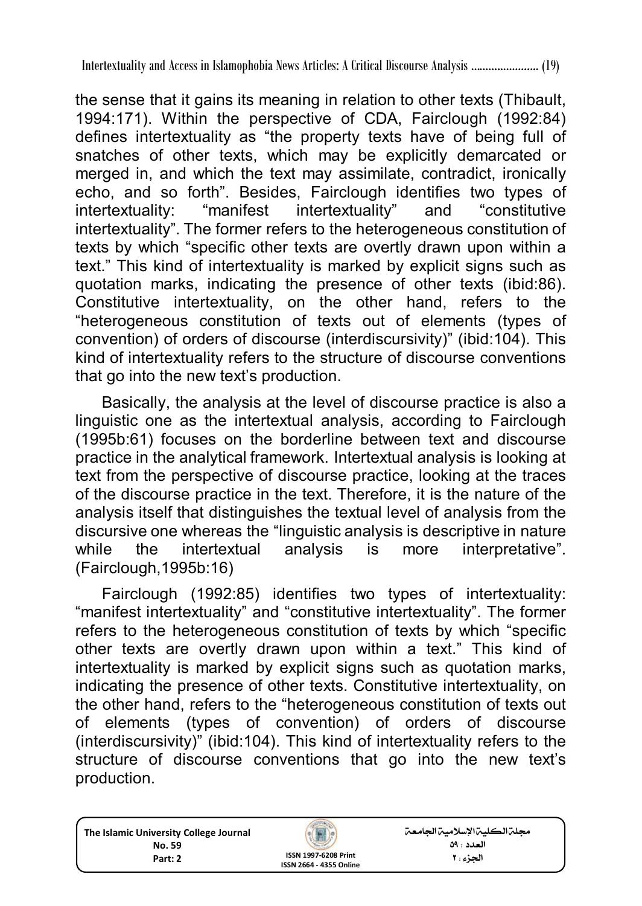the sense that it gains its meaning in relation to other texts (Thibault, 1994:171). Within the perspective of CDA, Fairclough (1992:84) defines intertextuality as "the property texts have of being full of snatches of other texts, which may be explicitly demarcated or merged in, and which the text may assimilate, contradict, ironically echo, and so forth". Besides, Fairclough identifies two types of intertextuality: "manifest intertextuality" and "constitutive intertextuality". The former refers to the heterogeneous constitution of texts by which "specific other texts are overtly drawn upon within a text." This kind of intertextuality is marked by explicit signs such as quotation marks, indicating the presence of other texts (ibid:86). Constitutive intertextuality, on the other hand, refers to the "heterogeneous constitution of texts out of elements (types of convention) of orders of discourse (interdiscursivity)" (ibid:104). This kind of intertextuality refers to the structure of discourse conventions that go into the new text's production.

Basically, the analysis at the level of discourse practice is also a linguistic one as the intertextual analysis, according to Fairclough (1995b:61) focuses on the borderline between text and discourse practice in the analytical framework. Intertextual analysis is looking at text from the perspective of discourse practice, looking at the traces of the discourse practice in the text. Therefore, it is the nature of the analysis itself that distinguishes the textual level of analysis from the discursive one whereas the "linguistic analysis is descriptive in nature while the intertextual analysis is more interpretative". (Fairclough,1995b:16)

Fairclough (1992:85) identifies two types of intertextuality: "manifest intertextuality" and "constitutive intertextuality". The former refers to the heterogeneous constitution of texts by which "specific other texts are overtly drawn upon within a text." This kind of intertextuality is marked by explicit signs such as quotation marks, indicating the presence of other texts. Constitutive intertextuality, on the other hand, refers to the "heterogeneous constitution of texts out of elements (types of convention) of orders of discourse (interdiscursivity)" (ibid:104). This kind of intertextuality refers to the structure of discourse conventions that go into the new text's production.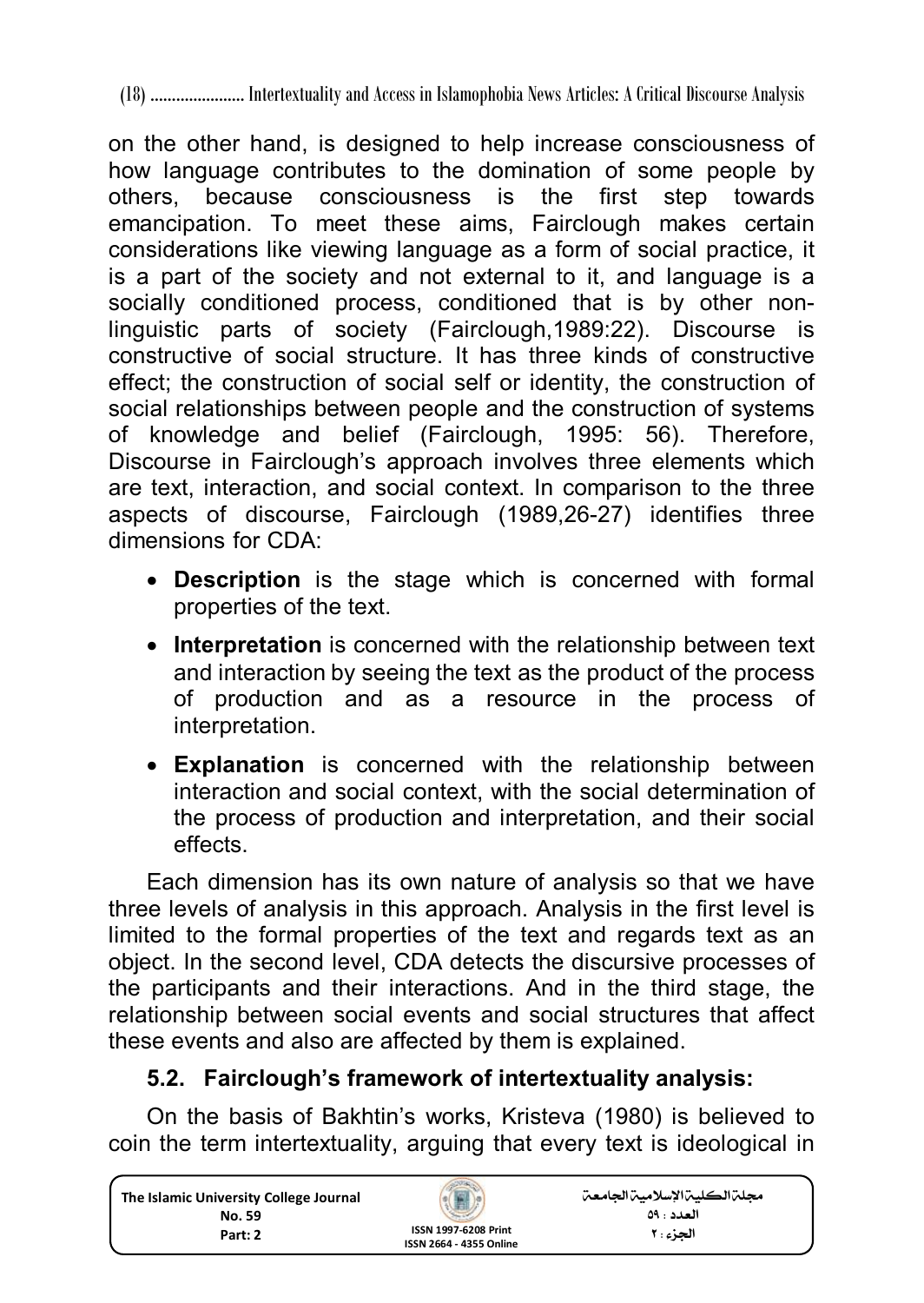on the other hand, is designed to help increase consciousness of how language contributes to the domination of some people by others, because consciousness is the first step towards emancipation. To meet these aims, Fairclough makes certain considerations like viewing language as a form of social practice, it is a part of the society and not external to it, and language is a socially conditioned process, conditioned that is by other non-linguistic parts of society (Fairclough,1989:22). Discourse is constructive of social structure. It has three kinds of constructive effect; the construction of social self or identity, the construction of social relationships between people and the construction of systems of knowledge and belief (Fairclough, 1995: 56). Therefore, Discourse in Fairclough's approach involves three elements which are text, interaction, and social context. In comparison to the three aspects of discourse, Fairclough (1989,26-27) identifies three dimensions for CDA:

- **Description** is the stage which is concerned with formal properties of the text.
- **Interpretation** is concerned with the relationship between text and interaction by seeing the text as the product of the process of production and as a resource in the process of interpretation.
- **Explanation** is concerned with the relationship between interaction and social context, with the social determination of the process of production and interpretation, and their social effects.

Each dimension has its own nature of analysis so that we have three levels of analysis in this approach. Analysis in the first level is limited to the formal properties of the text and regards text as an object. In the second level, CDA detects the discursive processes of the participants and their interactions. And in the third stage, the relationship between social events and social structures that affect these events and also are affected by them is explained.

### 5.2. Fairclough's framework of intertextuality analysis:

On the basis of Bakhtin's works, Kristeva (1980) is believed to coin the term intertextuality, arguing that every text is ideological in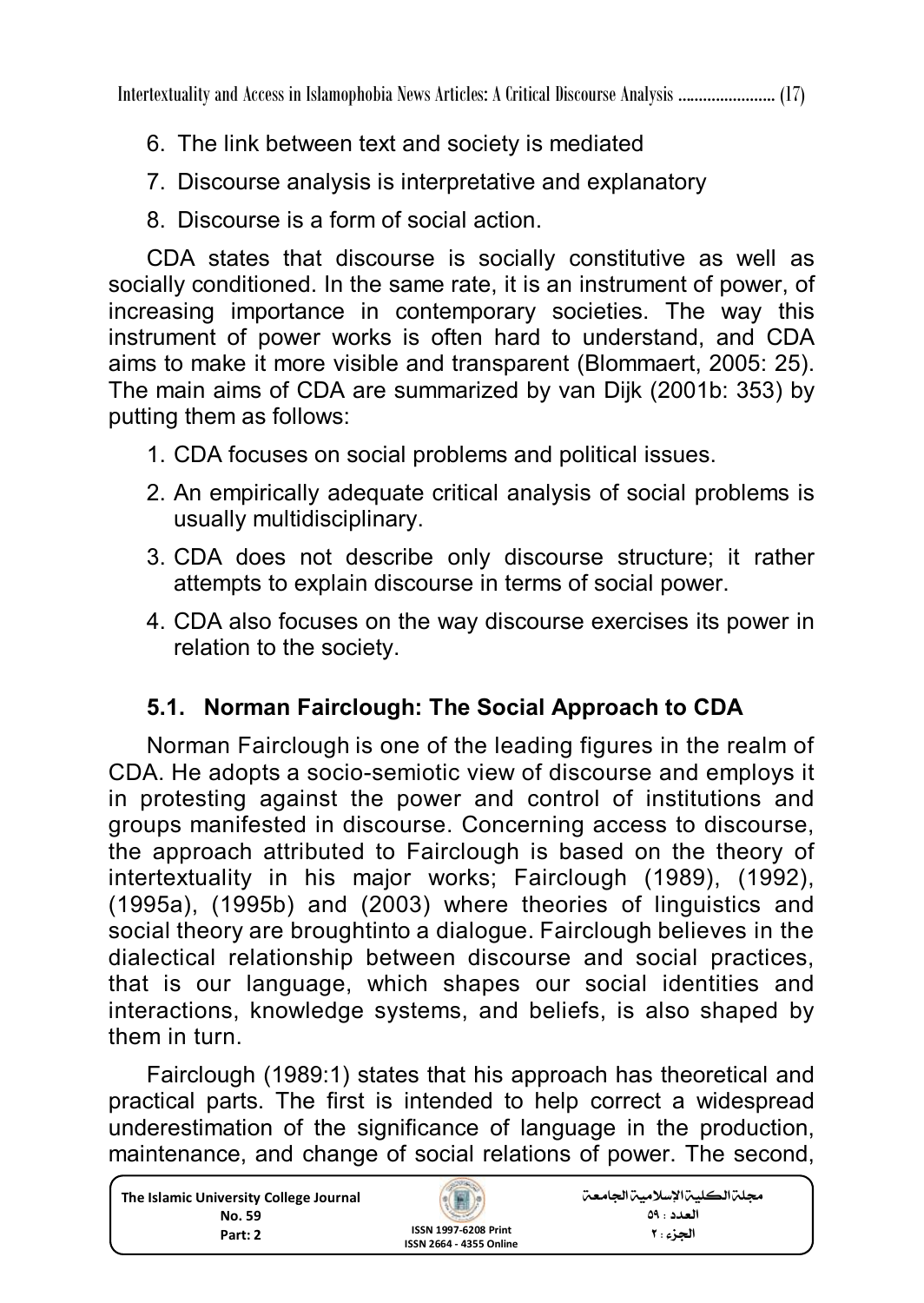6. The link between text and society is mediated
7. Discourse analysis is interpretative and explanatory
8. Discourse is a form of social action.

CDA states that discourse is socially constitutive as well as socially conditioned. In the same rate, it is an instrument of power, of increasing importance in contemporary societies. The way this instrument of power works is often hard to understand, and CDA aims to make it more visible and transparent (Blommaert, 2005: 25). The main aims of CDA are summarized by van Dijk (2001b: 353) by putting them as follows:

1. CDA focuses on social problems and political issues.
2. An empirically adequate critical analysis of social problems is usually multidisciplinary.
3. CDA does not describe only discourse structure; it rather attempts to explain discourse in terms of social power.
4. CDA also focuses on the way discourse exercises its power in relation to the society.

### 5.1. Norman Fairclough: The Social Approach to CDA

Norman Fairclough is one of the leading figures in the realm of CDA. He adopts a socio-semiotic view of discourse and employs it in protesting against the power and control of institutions and groups manifested in discourse. Concerning access to discourse, the approach attributed to Fairclough is based on the theory of intertextuality in his major works; Fairclough (1989), (1992), (1995a), (1995b) and (2003) where theories of linguistics and social theory are broughtinto a dialogue. Fairclough believes in the dialectical relationship between discourse and social practices, that is our language, which shapes our social identities and interactions, knowledge systems, and beliefs, is also shaped by them in turn.

Fairclough (1989:1) states that his approach has theoretical and practical parts. The first is intended to help correct a widespread underestimation of the significance of language in the production, maintenance, and change of social relations of power. The second,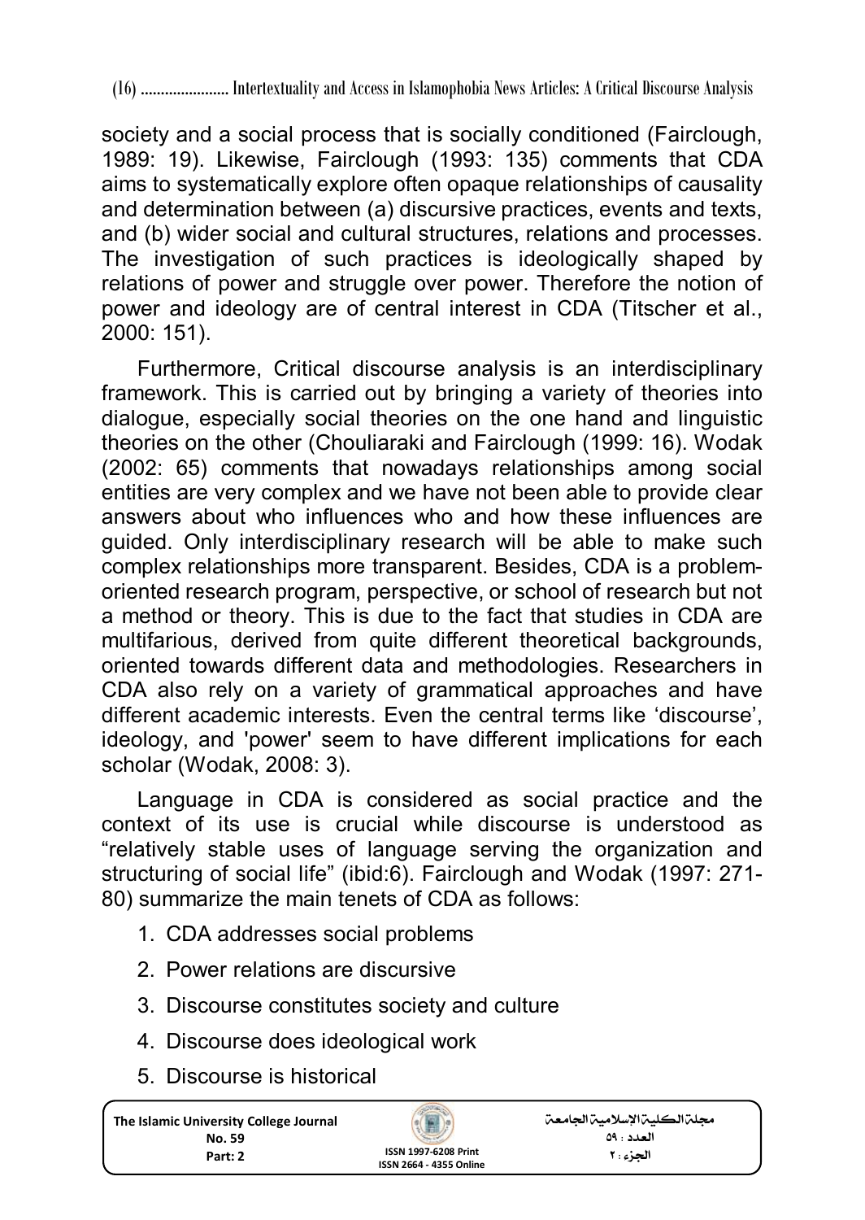society and a social process that is socially conditioned (Fairclough, 1989: 19). Likewise, Fairclough (1993: 135) comments that CDA aims to systematically explore often opaque relationships of causality and determination between (a) discursive practices, events and texts, and (b) wider social and cultural structures, relations and processes. The investigation of such practices is ideologically shaped by relations of power and struggle over power. Therefore the notion of power and ideology are of central interest in CDA (Titscher et al., 2000: 151).

Furthermore, Critical discourse analysis is an interdisciplinary framework. This is carried out by bringing a variety of theories into dialogue, especially social theories on the one hand and linguistic theories on the other (Chouliaraki and Fairclough (1999: 16). Wodak (2002: 65) comments that nowadays relationships among social entities are very complex and we have not been able to provide clear answers about who influences who and how these influences are guided. Only interdisciplinary research will be able to make such complex relationships more transparent. Besides, CDA is a problem-oriented research program, perspective, or school of research but not a method or theory. This is due to the fact that studies in CDA are multifarious, derived from quite different theoretical backgrounds, oriented towards different data and methodologies. Researchers in CDA also rely on a variety of grammatical approaches and have different academic interests. Even the central terms like 'discourse', ideology, and 'power' seem to have different implications for each scholar (Wodak, 2008: 3).

Language in CDA is considered as social practice and the context of its use is crucial while discourse is understood as "relatively stable uses of language serving the organization and structuring of social life" (ibid:6). Fairclough and Wodak (1997: 271-80) summarize the main tenets of CDA as follows:

1. CDA addresses social problems
2. Power relations are discursive
3. Discourse constitutes society and culture
4. Discourse does ideological work
5. Discourse is historical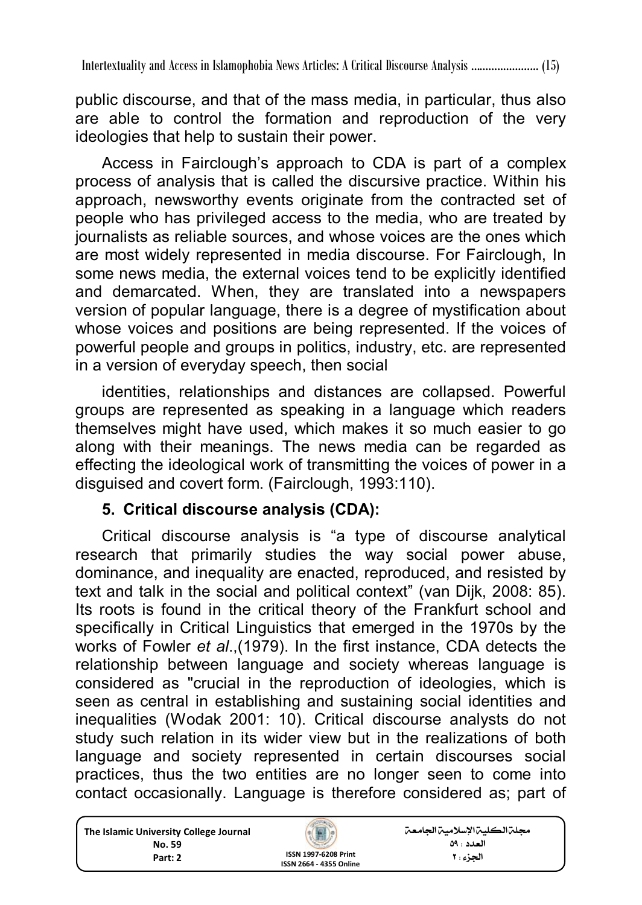public discourse, and that of the mass media, in particular, thus also are able to control the formation and reproduction of the very ideologies that help to sustain their power.

Access in Fairclough's approach to CDA is part of a complex process of analysis that is called the discursive practice. Within his approach, newsworthy events originate from the contracted set of people who has privileged access to the media, who are treated by journalists as reliable sources, and whose voices are the ones which are most widely represented in media discourse. For Fairclough, In some news media, the external voices tend to be explicitly identified and demarcated. When, they are translated into a newspapers version of popular language, there is a degree of mystification about whose voices and positions are being represented. If the voices of powerful people and groups in politics, industry, etc. are represented in a version of everyday speech, then social

identities, relationships and distances are collapsed. Powerful groups are represented as speaking in a language which readers themselves might have used, which makes it so much easier to go along with their meanings. The news media can be regarded as effecting the ideological work of transmitting the voices of power in a disguised and covert form. (Fairclough, 1993:110).

## 5. Critical discourse analysis (CDA):

Critical discourse analysis is "a type of discourse analytical research that primarily studies the way social power abuse, dominance, and inequality are enacted, reproduced, and resisted by text and talk in the social and political context" (van Dijk, 2008: 85). Its roots is found in the critical theory of the Frankfurt school and specifically in Critical Linguistics that emerged in the 1970s by the works of Fowler *et al*.,(1979). In the first instance, CDA detects the relationship between language and society whereas language is considered as "crucial in the reproduction of ideologies, which is seen as central in establishing and sustaining social identities and inequalities (Wodak 2001: 10). Critical discourse analysts do not study such relation in its wider view but in the realizations of both language and society represented in certain discourses social practices, thus the two entities are no longer seen to come into contact occasionally. Language is therefore considered as; part of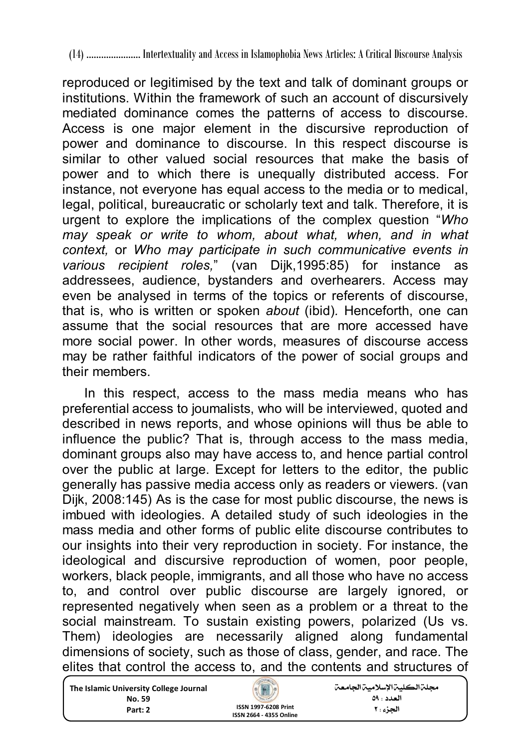reproduced or legitimised by the text and talk of dominant groups or institutions. Within the framework of such an account of discursively mediated dominance comes the patterns of access to discourse. Access is one major element in the discursive reproduction of power and dominance to discourse. In this respect discourse is similar to other valued social resources that make the basis of power and to which there is unequally distributed access. For instance, not everyone has equal access to the media or to medical, legal, political, bureaucratic or scholarly text and talk. Therefore, it is urgent to explore the implications of the complex question "*Who may speak or write to whom, about what, when, and in what context,* or *Who may participate in such communicative events in various recipient roles,*" (van Dijk,1995:85) for instance as addressees, audience, bystanders and overhearers. Access may even be analysed in terms of the topics or referents of discourse, that is, who is written or spoken *about* (ibid). Henceforth, one can assume that the social resources that are more accessed have more social power. In other words, measures of discourse access may be rather faithful indicators of the power of social groups and their members.

In this respect, access to the mass media means who has preferential access to joumalists, who will be interviewed, quoted and described in news reports, and whose opinions will thus be able to influence the public? That is, through access to the mass media, dominant groups also may have access to, and hence partial control over the public at large. Except for letters to the editor, the public generally has passive media access only as readers or viewers. (van Dijk, 2008:145) As is the case for most public discourse, the news is imbued with ideologies. A detailed study of such ideologies in the mass media and other forms of public elite discourse contributes to our insights into their very reproduction in society. For instance, the ideological and discursive reproduction of women, poor people, workers, black people, immigrants, and all those who have no access to, and control over public discourse are largely ignored, or represented negatively when seen as a problem or a threat to the social mainstream. To sustain existing powers, polarized (Us vs. Them) ideologies are necessarily aligned along fundamental dimensions of society, such as those of class, gender, and race. The elites that control the access to, and the contents and structures of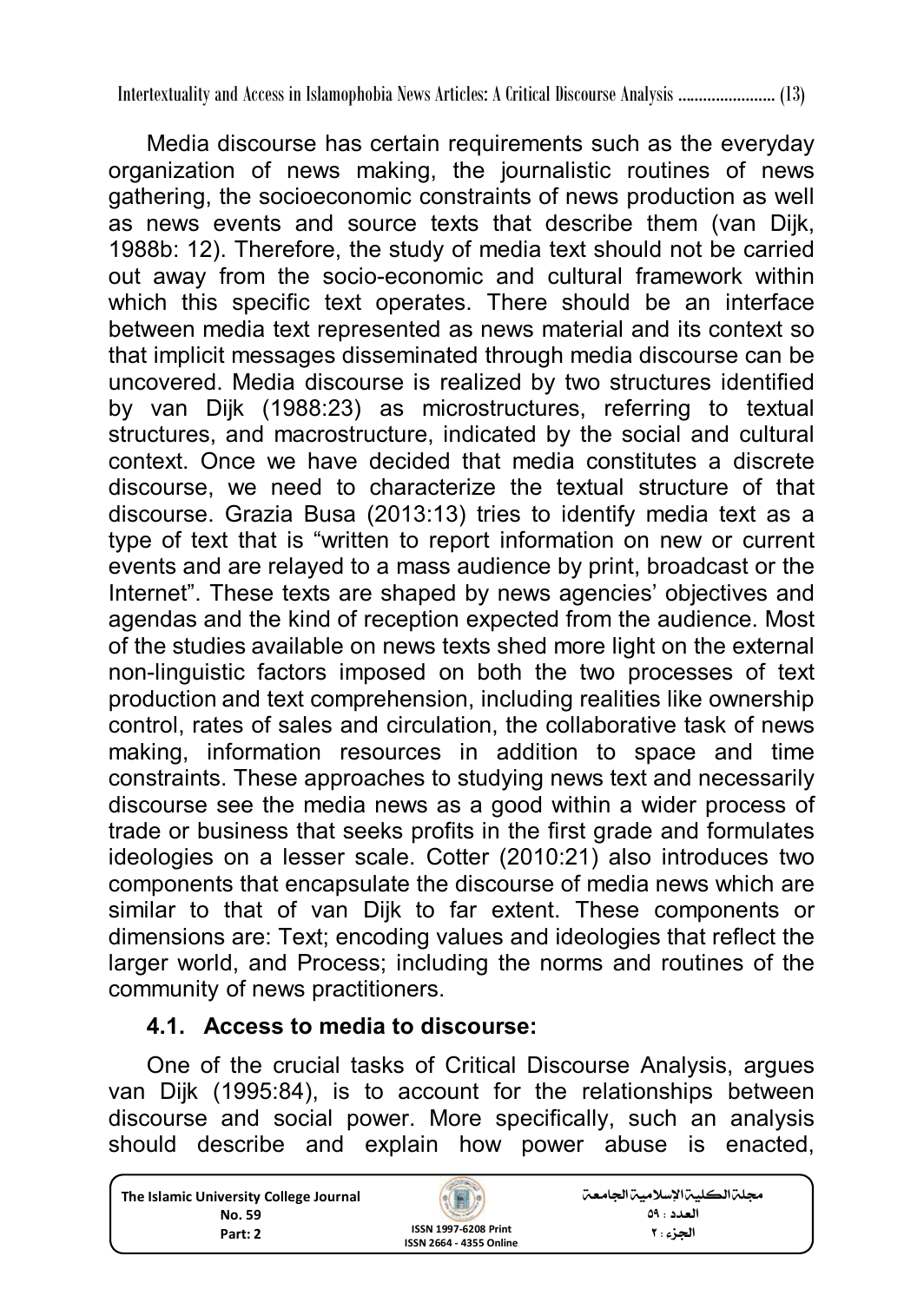Media discourse has certain requirements such as the everyday organization of news making, the journalistic routines of news gathering, the socioeconomic constraints of news production as well as news events and source texts that describe them (van Dijk, 1988b: 12). Therefore, the study of media text should not be carried out away from the socio-economic and cultural framework within which this specific text operates. There should be an interface between media text represented as news material and its context so that implicit messages disseminated through media discourse can be uncovered. Media discourse is realized by two structures identified by van Dijk (1988:23) as microstructures, referring to textual structures, and macrostructure, indicated by the social and cultural context. Once we have decided that media constitutes a discrete discourse, we need to characterize the textual structure of that discourse. Grazia Busa (2013:13) tries to identify media text as a type of text that is "written to report information on new or current events and are relayed to a mass audience by print, broadcast or the Internet". These texts are shaped by news agencies' objectives and agendas and the kind of reception expected from the audience. Most of the studies available on news texts shed more light on the external non-linguistic factors imposed on both the two processes of text production and text comprehension, including realities like ownership control, rates of sales and circulation, the collaborative task of news making, information resources in addition to space and time constraints. These approaches to studying news text and necessarily discourse see the media news as a good within a wider process of trade or business that seeks profits in the first grade and formulates ideologies on a lesser scale. Cotter (2010:21) also introduces two components that encapsulate the discourse of media news which are similar to that of van Dijk to far extent. These components or dimensions are: Text; encoding values and ideologies that reflect the larger world, and Process; including the norms and routines of the community of news practitioners.

### 4.1. Access to media to discourse:

One of the crucial tasks of Critical Discourse Analysis, argues van Dijk (1995:84), is to account for the relationships between discourse and social power. More specifically, such an analysis should describe and explain how power abuse is enacted,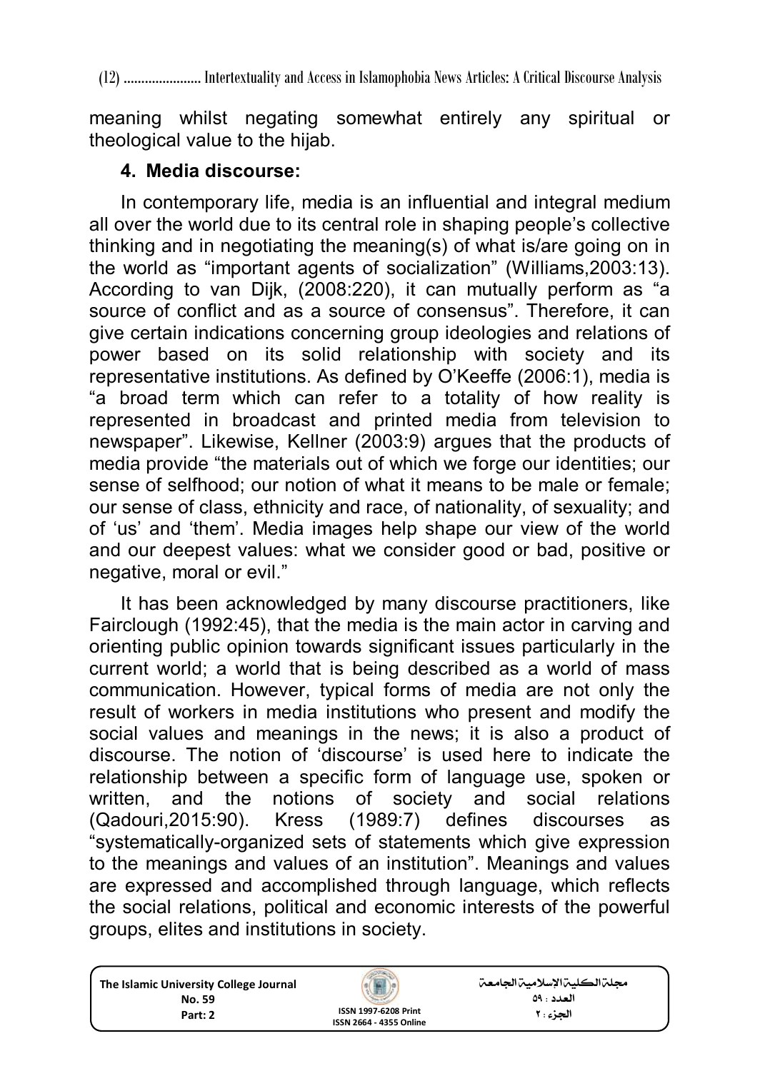meaning whilst negating somewhat entirely any spiritual or theological value to the hijab.

## 4. Media discourse:

In contemporary life, media is an influential and integral medium all over the world due to its central role in shaping people's collective thinking and in negotiating the meaning(s) of what is/are going on in the world as "important agents of socialization" (Williams,2003:13). According to van Dijk, (2008:220), it can mutually perform as "a source of conflict and as a source of consensus". Therefore, it can give certain indications concerning group ideologies and relations of power based on its solid relationship with society and its representative institutions. As defined by O'Keeffe (2006:1), media is "a broad term which can refer to a totality of how reality is represented in broadcast and printed media from television to newspaper". Likewise, Kellner (2003:9) argues that the products of media provide "the materials out of which we forge our identities; our sense of selfhood; our notion of what it means to be male or female; our sense of class, ethnicity and race, of nationality, of sexuality; and of 'us' and 'them'. Media images help shape our view of the world and our deepest values: what we consider good or bad, positive or negative, moral or evil."

It has been acknowledged by many discourse practitioners, like Fairclough (1992:45), that the media is the main actor in carving and orienting public opinion towards significant issues particularly in the current world; a world that is being described as a world of mass communication. However, typical forms of media are not only the result of workers in media institutions who present and modify the social values and meanings in the news; it is also a product of discourse. The notion of 'discourse' is used here to indicate the relationship between a specific form of language use, spoken or written, and the notions of society and social relations (Qadouri,2015:90). Kress (1989:7) defines discourses as "systematically-organized sets of statements which give expression to the meanings and values of an institution". Meanings and values are expressed and accomplished through language, which reflects the social relations, political and economic interests of the powerful groups, elites and institutions in society.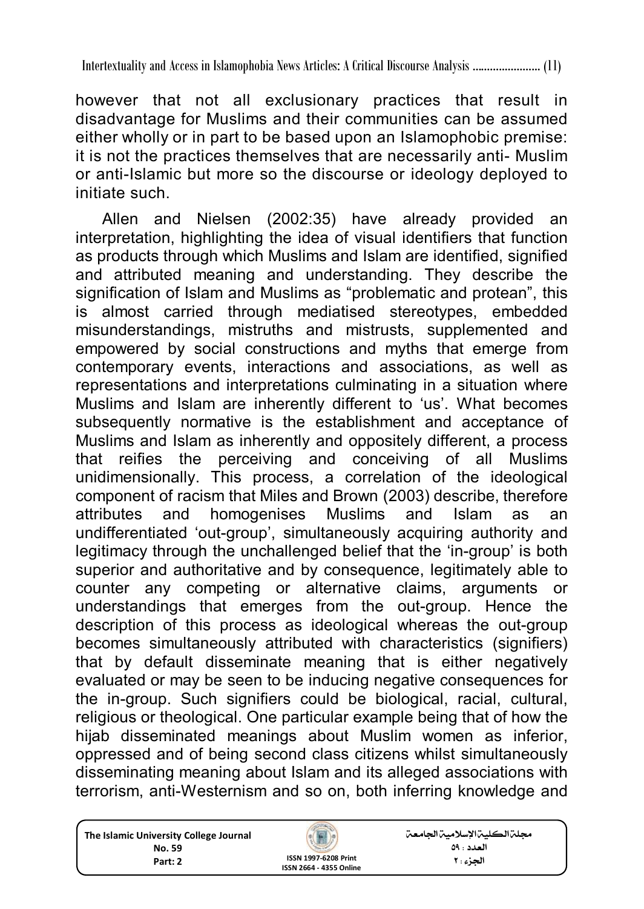however that not all exclusionary practices that result in disadvantage for Muslims and their communities can be assumed either wholly or in part to be based upon an Islamophobic premise: it is not the practices themselves that are necessarily anti- Muslim or anti-Islamic but more so the discourse or ideology deployed to initiate such.

Allen and Nielsen (2002:35) have already provided an interpretation, highlighting the idea of visual identifiers that function as products through which Muslims and Islam are identified, signified and attributed meaning and understanding. They describe the signification of Islam and Muslims as “problematic and protean”, this is almost carried through mediatised stereotypes, embedded misunderstandings, mistruths and mistrusts, supplemented and empowered by social constructions and myths that emerge from contemporary events, interactions and associations, as well as representations and interpretations culminating in a situation where Muslims and Islam are inherently different to ‘us’. What becomes subsequently normative is the establishment and acceptance of Muslims and Islam as inherently and oppositely different, a process that reifies the perceiving and conceiving of all Muslims unidimensionally. This process, a correlation of the ideological component of racism that Miles and Brown (2003) describe, therefore attributes and homogenises Muslims and Islam as an undifferentiated ‘out-group’, simultaneously acquiring authority and legitimacy through the unchallenged belief that the ‘in-group’ is both superior and authoritative and by consequence, legitimately able to counter any competing or alternative claims, arguments or understandings that emerges from the out-group. Hence the description of this process as ideological whereas the out-group becomes simultaneously attributed with characteristics (signifiers) that by default disseminate meaning that is either negatively evaluated or may be seen to be inducing negative consequences for the in-group. Such signifiers could be biological, racial, cultural, religious or theological. One particular example being that of how the hijab disseminated meanings about Muslim women as inferior, oppressed and of being second class citizens whilst simultaneously disseminating meaning about Islam and its alleged associations with terrorism, anti-Westernism and so on, both inferring knowledge and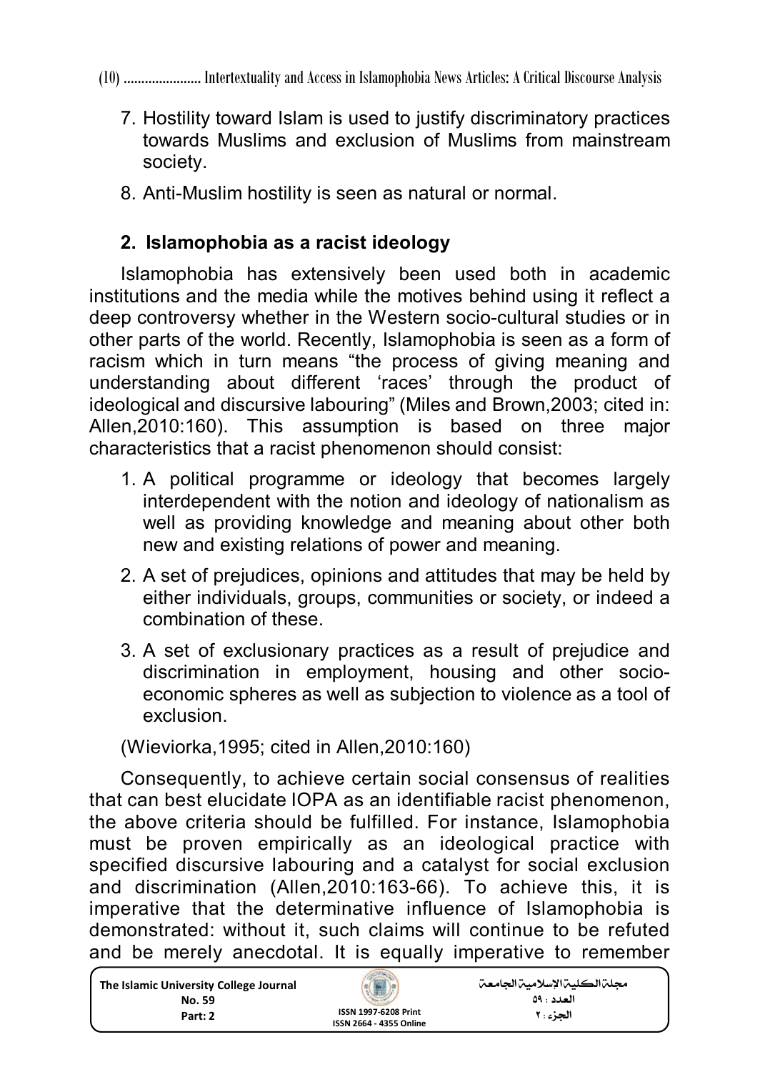7. Hostility toward Islam is used to justify discriminatory practices towards Muslims and exclusion of Muslims from mainstream society.
8. Anti-Muslim hostility is seen as natural or normal.

## 2. Islamophobia as a racist ideology

Islamophobia has extensively been used both in academic institutions and the media while the motives behind using it reflect a deep controversy whether in the Western socio-cultural studies or in other parts of the world. Recently, Islamophobia is seen as a form of racism which in turn means "the process of giving meaning and understanding about different 'races' through the product of ideological and discursive labouring" (Miles and Brown,2003; cited in: Allen,2010:160). This assumption is based on three major characteristics that a racist phenomenon should consist:

1. A political programme or ideology that becomes largely interdependent with the notion and ideology of nationalism as well as providing knowledge and meaning about other both new and existing relations of power and meaning.
2. A set of prejudices, opinions and attitudes that may be held by either individuals, groups, communities or society, or indeed a combination of these.
3. A set of exclusionary practices as a result of prejudice and discrimination in employment, housing and other socio-economic spheres as well as subjection to violence as a tool of exclusion.

(Wieviorka,1995; cited in Allen,2010:160)

Consequently, to achieve certain social consensus of realities that can best elucidate IOPA as an identifiable racist phenomenon, the above criteria should be fulfilled. For instance, Islamophobia must be proven empirically as an ideological practice with specified discursive labouring and a catalyst for social exclusion and discrimination (Allen,2010:163-66). To achieve this, it is imperative that the determinative influence of Islamophobia is demonstrated: without it, such claims will continue to be refuted and be merely anecdotal. It is equally imperative to remember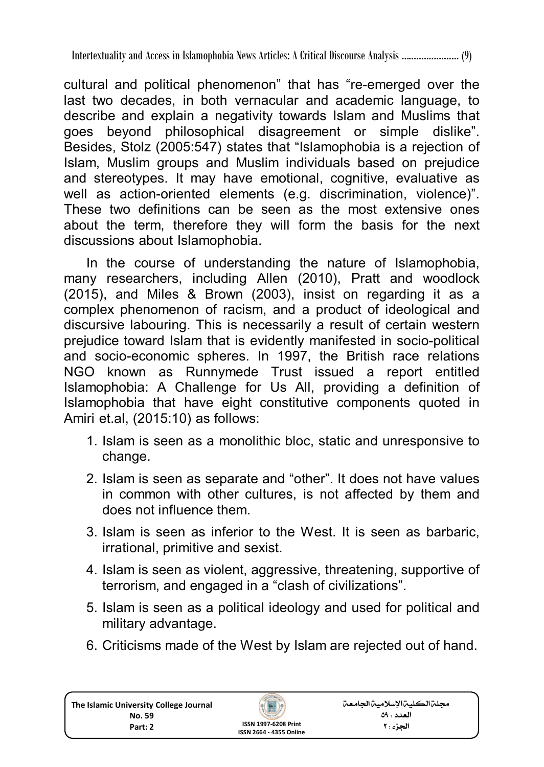cultural and political phenomenon" that has "re-emerged over the last two decades, in both vernacular and academic language, to describe and explain a negativity towards Islam and Muslims that goes beyond philosophical disagreement or simple dislike". Besides, Stolz (2005:547) states that "Islamophobia is a rejection of Islam, Muslim groups and Muslim individuals based on prejudice and stereotypes. It may have emotional, cognitive, evaluative as well as action-oriented elements (e.g. discrimination, violence)". These two definitions can be seen as the most extensive ones about the term, therefore they will form the basis for the next discussions about Islamophobia.

In the course of understanding the nature of Islamophobia, many researchers, including Allen (2010), Pratt and woodlock (2015), and Miles & Brown (2003), insist on regarding it as a complex phenomenon of racism, and a product of ideological and discursive labouring. This is necessarily a result of certain western prejudice toward Islam that is evidently manifested in socio-political and socio-economic spheres. In 1997, the British race relations NGO known as Runnymede Trust issued a report entitled Islamophobia: A Challenge for Us All, providing a definition of Islamophobia that have eight constitutive components quoted in Amiri et.al, (2015:10) as follows:

1. Islam is seen as a monolithic bloc, static and unresponsive to change.
2. Islam is seen as separate and "other". It does not have values in common with other cultures, is not affected by them and does not influence them.
3. Islam is seen as inferior to the West. It is seen as barbaric, irrational, primitive and sexist.
4. Islam is seen as violent, aggressive, threatening, supportive of terrorism, and engaged in a "clash of civilizations".
5. Islam is seen as a political ideology and used for political and military advantage.
6. Criticisms made of the West by Islam are rejected out of hand.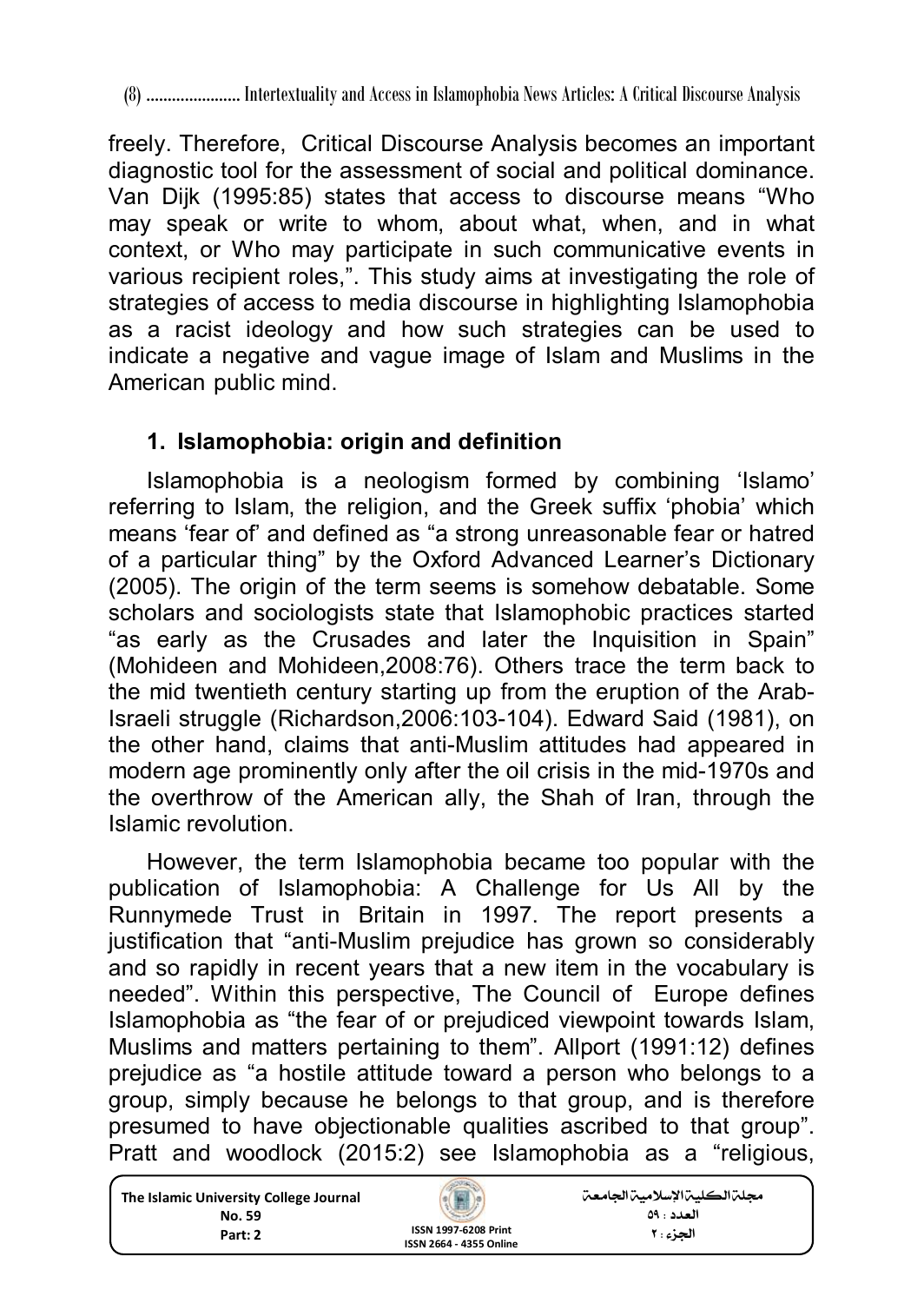freely. Therefore, Critical Discourse Analysis becomes an important diagnostic tool for the assessment of social and political dominance. Van Dijk (1995:85) states that access to discourse means "Who may speak or write to whom, about what, when, and in what context, or Who may participate in such communicative events in various recipient roles,". This study aims at investigating the role of strategies of access to media discourse in highlighting Islamophobia as a racist ideology and how such strategies can be used to indicate a negative and vague image of Islam and Muslims in the American public mind.

## 1. Islamophobia: origin and definition

Islamophobia is a neologism formed by combining 'Islamo' referring to Islam, the religion, and the Greek suffix 'phobia' which means 'fear of' and defined as "a strong unreasonable fear or hatred of a particular thing" by the Oxford Advanced Learner's Dictionary (2005). The origin of the term seems is somehow debatable. Some scholars and sociologists state that Islamophobic practices started "as early as the Crusades and later the Inquisition in Spain" (Mohideen and Mohideen,2008:76). Others trace the term back to the mid twentieth century starting up from the eruption of the Arab-Israeli struggle (Richardson,2006:103-104). Edward Said (1981), on the other hand, claims that anti-Muslim attitudes had appeared in modern age prominently only after the oil crisis in the mid-1970s and the overthrow of the American ally, the Shah of Iran, through the Islamic revolution.

However, the term Islamophobia became too popular with the publication of Islamophobia: A Challenge for Us All by the Runnymede Trust in Britain in 1997. The report presents a justification that "anti-Muslim prejudice has grown so considerably and so rapidly in recent years that a new item in the vocabulary is needed". Within this perspective, The Council of Europe defines Islamophobia as "the fear of or prejudiced viewpoint towards Islam, Muslims and matters pertaining to them". Allport (1991:12) defines prejudice as "a hostile attitude toward a person who belongs to a group, simply because he belongs to that group, and is therefore presumed to have objectionable qualities ascribed to that group". Pratt and woodlock (2015:2) see Islamophobia as a "religious,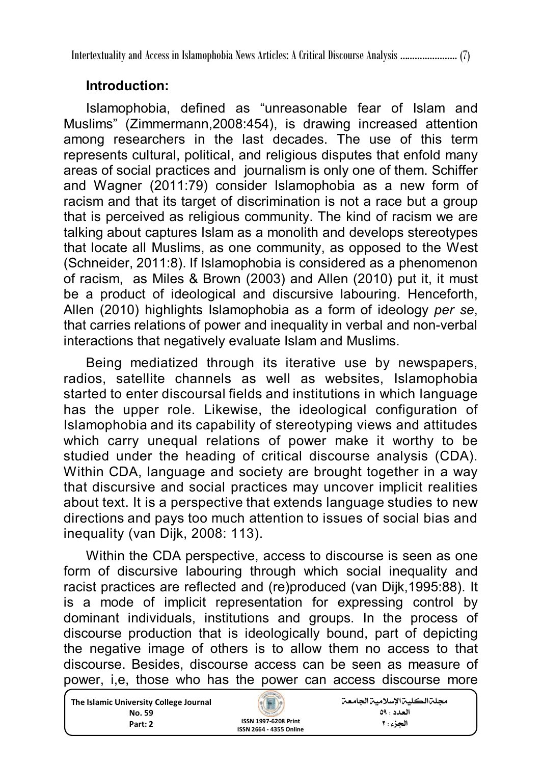## Introduction:

Islamophobia, defined as “unreasonable fear of Islam and Muslims” (Zimmermann,2008:454), is drawing increased attention among researchers in the last decades. The use of this term represents cultural, political, and religious disputes that enfold many areas of social practices and journalism is only one of them. Schiffer and Wagner (2011:79) consider Islamophobia as a new form of racism and that its target of discrimination is not a race but a group that is perceived as religious community. The kind of racism we are talking about captures Islam as a monolith and develops stereotypes that locate all Muslims, as one community, as opposed to the West (Schneider, 2011:8). If Islamophobia is considered as a phenomenon of racism, as Miles & Brown (2003) and Allen (2010) put it, it must be a product of ideological and discursive labouring. Henceforth, Allen (2010) highlights Islamophobia as a form of ideology *per se*, that carries relations of power and inequality in verbal and non-verbal interactions that negatively evaluate Islam and Muslims.

Being mediatized through its iterative use by newspapers, radios, satellite channels as well as websites, Islamophobia started to enter discoursal fields and institutions in which language has the upper role. Likewise, the ideological configuration of Islamophobia and its capability of stereotyping views and attitudes which carry unequal relations of power make it worthy to be studied under the heading of critical discourse analysis (CDA). Within CDA, language and society are brought together in a way that discursive and social practices may uncover implicit realities about text. It is a perspective that extends language studies to new directions and pays too much attention to issues of social bias and inequality (van Dijk, 2008: 113).

Within the CDA perspective, access to discourse is seen as one form of discursive labouring through which social inequality and racist practices are reflected and (re)produced (van Dijk,1995:88). It is a mode of implicit representation for expressing control by dominant individuals, institutions and groups. In the process of discourse production that is ideologically bound, part of depicting the negative image of others is to allow them no access to that discourse. Besides, discourse access can be seen as measure of power, i,e, those who has the power can access discourse more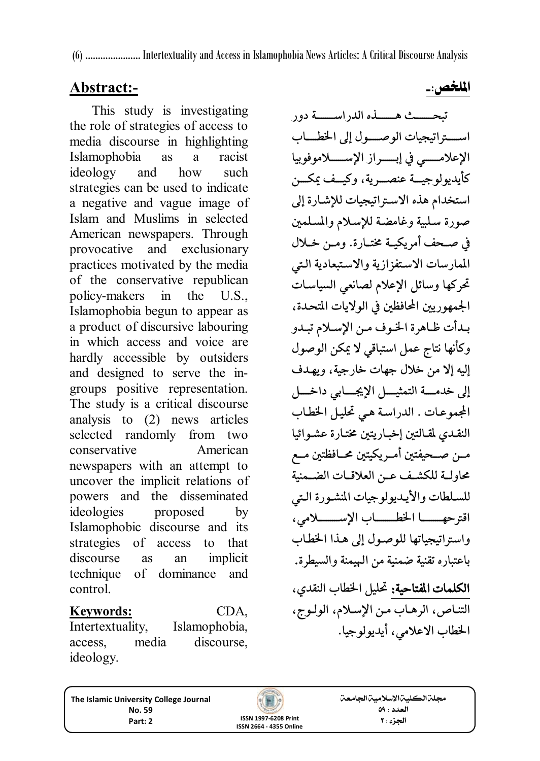## Abstract:-

This study is investigating the role of strategies of access to media discourse in highlighting Islamophobia as a racist ideology and how such strategies can be used to indicate a negative and vague image of Islam and Muslims in selected American newspapers. Through provocative and exclusionary practices motivated by the media of the conservative republican policy-makers in the U.S., Islamophobia begun to appear as a product of discursive labouring in which access and voice are hardly accessible by outsiders and designed to serve the in-groups positive representation. The study is a critical discourse analysis to (2) news articles selected randomly from two conservative American newspapers with an attempt to uncover the implicit relations of powers and the disseminated ideologies proposed by Islamophobic discourse and its strategies of access to that discourse as an implicit technique of dominance and control.

**Keywords:** CDA, Intertextuality, Islamophobia, access, media discourse, ideology.

## الملخص:-

تبحث هذه الدراسة دور استراتيجيات الوصول إلى الخطاب الإعلامي في إبراز الإسلاموفوبيا كأيديولوجية عنصرية، وكيف يمكن استخدام هذه الاستراتيجيات للإشارة إلى صورة سلبية وغامضة للإسلام والمسلمين في صحف أمريكية مختارة. ومن خلال الممارسات الاستفزازية والاستبعادية التي تحركها وسائل الإعلام لصانعي السياسات الجمهوريين المحافظين في الولايات المتحدة، بدأت ظاهرة الخوف من الإسلام تبدو وكأنها نتاج عمل استباقي لا يمكن الوصول إليه إلا من خلال جهات خارجية، ويهدف إلى خدمة التمثيل الإيجابي داخل المجموعات . الدراسة هي تحليل الخطاب النقدي لمقالتين إخباريتين مختارة عشوائيا من صحيفتين أمريكيتين محافظتين مع محاولة للكشف عن العلاقات الضمنية للسلطات والأيديولوجيات المنشورة التي اقترحها الخطاب الإسلامي، واستراتيجياتها للوصول إلى هذا الخطاب باعتباره تقنية ضمنية من الهيمنة والسيطرة.

**الكلمات المفتاحية:** تحليل الخطاب النقدي، التناص، الرهاب من الإسلام، الولوج، الخطاب الاعلامي، أيديولوجيا.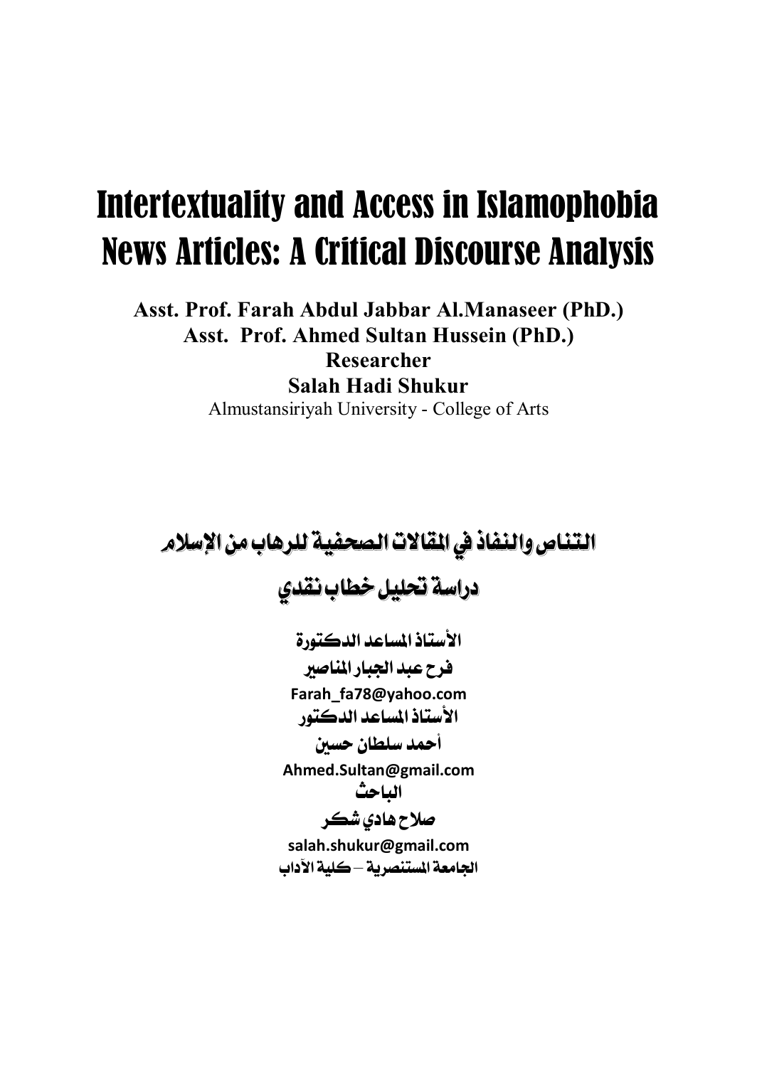# Intertextuality and Access in Islamophobia News Articles: A Critical Discourse Analysis

**Asst. Prof. Farah Abdul Jabbar Al.Manaseer (PhD.)**
**Asst. Prof. Ahmed Sultan Hussein (PhD.)**
**Researcher**
**Salah Hadi Shukur**
Almustansiriyah University - College of Arts

# التناص والنفاذ في المقالات الصحفية للرهاب من الإسلام

## دراسة تحليل خطاب نقدي

**الأستاذ المساعد الدكتورة**
**فرح عبد الجبار المناصير**
**Farah_fa78@yahoo.com**
**الأستاذ المساعد الدكتور**
**أحمد سلطان حسين**
**Ahmed.Sultan@gmail.com**
**الباحث**
**صلاح هادي شكر**
**salah.shukur@gmail.com**
**الجامعة المستنصرية – كلية الآداب**